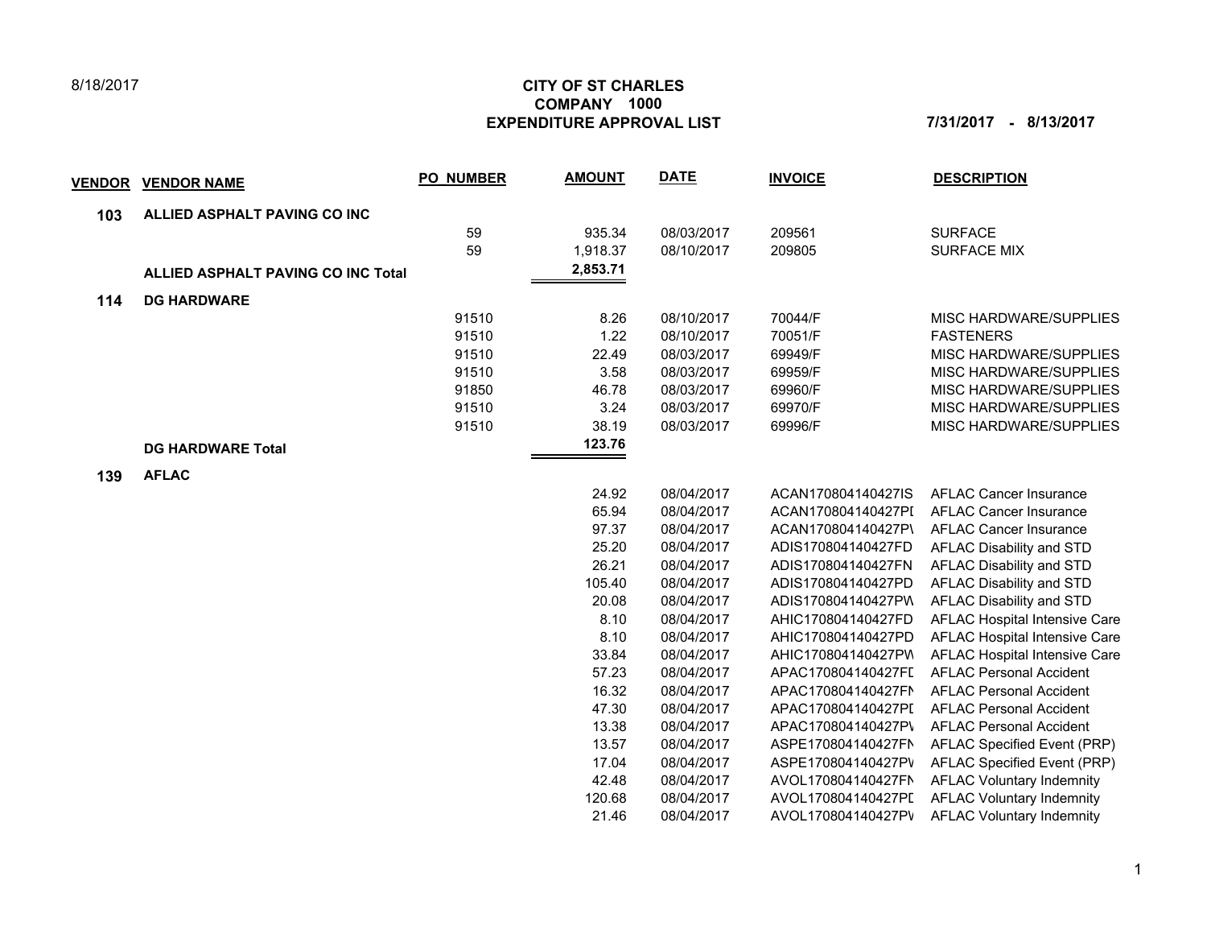8/18/2017

# CITY OF ST CHARLES
## COMPANY 1000
## EXPENDITURE APPROVAL LIST

**7/31/2017 - 8/13/2017**

| VENDOR | VENDOR NAME | PO NUMBER | AMOUNT | DATE | INVOICE | DESCRIPTION |
|---|---|---|---|---|---|---|
| **103** | **ALLIED ASPHALT PAVING CO INC** | | | | | |
| | | 59 | 935.34 | 08/03/2017 | 209561 | SURFACE |
| | | 59 | 1,918.37 | 08/10/2017 | 209805 | SURFACE MIX |
| | **ALLIED ASPHALT PAVING CO INC Total** | | **2,853.71** | | | |
| **114** | **DG HARDWARE** | | | | | |
| | | 91510 | 8.26 | 08/10/2017 | 70044/F | MISC HARDWARE/SUPPLIES |
| | | 91510 | 1.22 | 08/10/2017 | 70051/F | FASTENERS |
| | | 91510 | 22.49 | 08/03/2017 | 69949/F | MISC HARDWARE/SUPPLIES |
| | | 91510 | 3.58 | 08/03/2017 | 69959/F | MISC HARDWARE/SUPPLIES |
| | | 91850 | 46.78 | 08/03/2017 | 69960/F | MISC HARDWARE/SUPPLIES |
| | | 91510 | 3.24 | 08/03/2017 | 69970/F | MISC HARDWARE/SUPPLIES |
| | | 91510 | 38.19 | 08/03/2017 | 69996/F | MISC HARDWARE/SUPPLIES |
| | **DG HARDWARE Total** | | **123.76** | | | |
| **139** | **AFLAC** | | | | | |
| | | | 24.92 | 08/04/2017 | ACAN170804140427IS | AFLAC Cancer Insurance |
| | | | 65.94 | 08/04/2017 | ACAN170804140427PI | AFLAC Cancer Insurance |
| | | | 97.37 | 08/04/2017 | ACAN170804140427P\ | AFLAC Cancer Insurance |
| | | | 25.20 | 08/04/2017 | ADIS170804140427FD | AFLAC Disability and STD |
| | | | 26.21 | 08/04/2017 | ADIS170804140427FN | AFLAC Disability and STD |
| | | | 105.40 | 08/04/2017 | ADIS170804140427PD | AFLAC Disability and STD |
| | | | 20.08 | 08/04/2017 | ADIS170804140427PW | AFLAC Disability and STD |
| | | | 8.10 | 08/04/2017 | AHIC170804140427FD | AFLAC Hospital Intensive Care |
| | | | 8.10 | 08/04/2017 | AHIC170804140427PD | AFLAC Hospital Intensive Care |
| | | | 33.84 | 08/04/2017 | AHIC170804140427PW | AFLAC Hospital Intensive Care |
| | | | 57.23 | 08/04/2017 | APAC170804140427FI | AFLAC Personal Accident |
| | | | 16.32 | 08/04/2017 | APAC170804140427FN | AFLAC Personal Accident |
| | | | 47.30 | 08/04/2017 | APAC170804140427PI | AFLAC Personal Accident |
| | | | 13.38 | 08/04/2017 | APAC170804140427P\ | AFLAC Personal Accident |
| | | | 13.57 | 08/04/2017 | ASPE170804140427FN | AFLAC Specified Event (PRP) |
| | | | 17.04 | 08/04/2017 | ASPE170804140427P\ | AFLAC Specified Event (PRP) |
| | | | 42.48 | 08/04/2017 | AVOL170804140427FN | AFLAC Voluntary Indemnity |
| | | | 120.68 | 08/04/2017 | AVOL170804140427PI | AFLAC Voluntary Indemnity |
| | | | 21.46 | 08/04/2017 | AVOL170804140427P\ | AFLAC Voluntary Indemnity |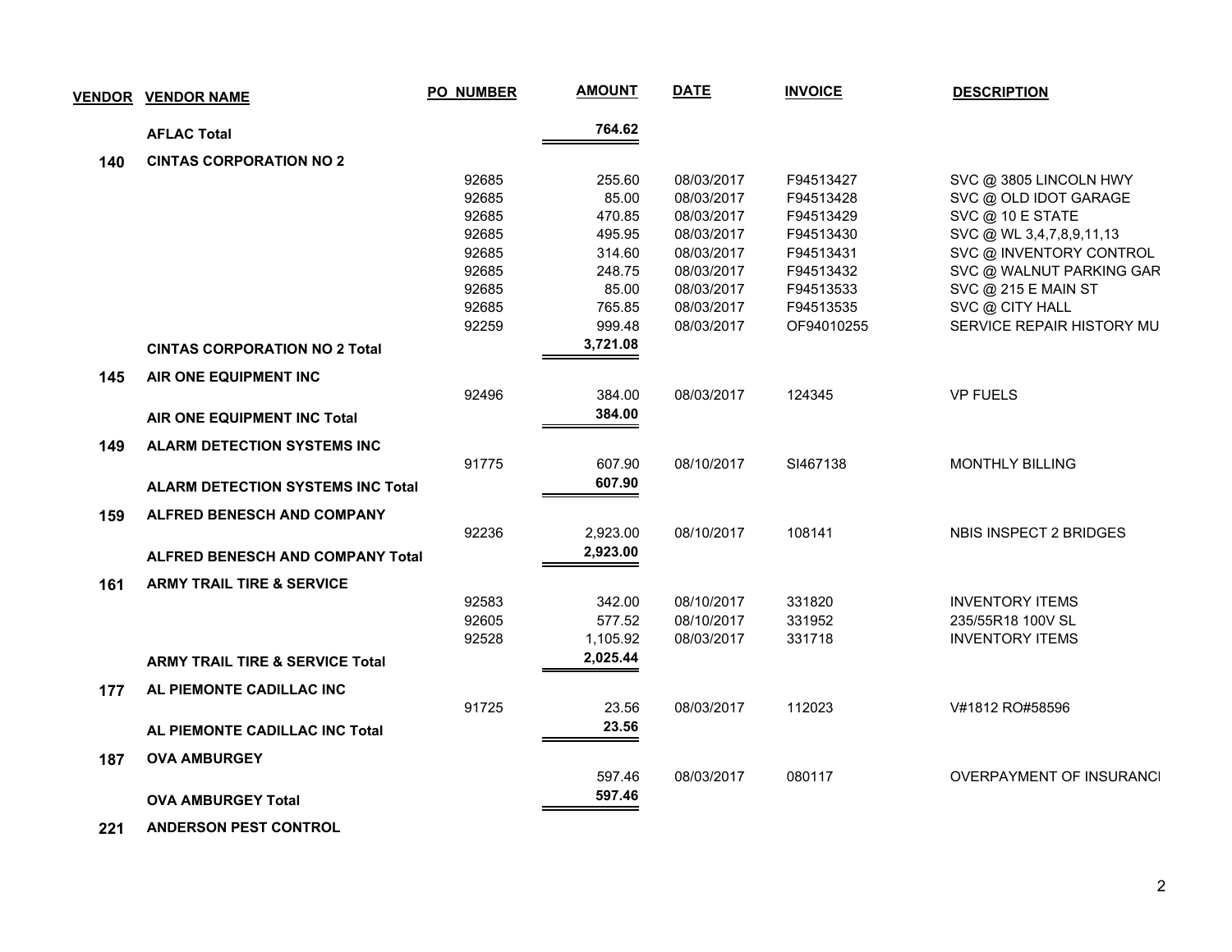| VENDOR | VENDOR NAME | PO NUMBER | AMOUNT | DATE | INVOICE | DESCRIPTION |
|---|---|---|---|---|---|---|
| | **AFLAC Total** | | **764.62** | | | |
| **140** | **CINTAS CORPORATION NO 2** | | | | | |
| | | 92685 | 255.60 | 08/03/2017 | F94513427 | SVC @ 3805 LINCOLN HWY |
| | | 92685 | 85.00 | 08/03/2017 | F94513428 | SVC @ OLD IDOT GARAGE |
| | | 92685 | 470.85 | 08/03/2017 | F94513429 | SVC @ 10 E STATE |
| | | 92685 | 495.95 | 08/03/2017 | F94513430 | SVC @ WL 3,4,7,8,9,11,13 |
| | | 92685 | 314.60 | 08/03/2017 | F94513431 | SVC @ INVENTORY CONTROL |
| | | 92685 | 248.75 | 08/03/2017 | F94513432 | SVC @ WALNUT PARKING GAR |
| | | 92685 | 85.00 | 08/03/2017 | F94513533 | SVC @ 215 E MAIN ST |
| | | 92685 | 765.85 | 08/03/2017 | F94513535 | SVC @ CITY HALL |
| | | 92259 | 999.48 | 08/03/2017 | OF94010255 | SERVICE REPAIR HISTORY MU |
| | **CINTAS CORPORATION NO 2 Total** | | **3,721.08** | | | |
| **145** | **AIR ONE EQUIPMENT INC** | | | | | |
| | | 92496 | 384.00 | 08/03/2017 | 124345 | VP FUELS |
| | **AIR ONE EQUIPMENT INC Total** | | **384.00** | | | |
| **149** | **ALARM DETECTION SYSTEMS INC** | | | | | |
| | | 91775 | 607.90 | 08/10/2017 | SI467138 | MONTHLY BILLING |
| | **ALARM DETECTION SYSTEMS INC Total** | | **607.90** | | | |
| **159** | **ALFRED BENESCH AND COMPANY** | | | | | |
| | | 92236 | 2,923.00 | 08/10/2017 | 108141 | NBIS INSPECT 2 BRIDGES |
| | **ALFRED BENESCH AND COMPANY Total** | | **2,923.00** | | | |
| **161** | **ARMY TRAIL TIRE & SERVICE** | | | | | |
| | | 92583 | 342.00 | 08/10/2017 | 331820 | INVENTORY ITEMS |
| | | 92605 | 577.52 | 08/10/2017 | 331952 | 235/55R18 100V SL |
| | | 92528 | 1,105.92 | 08/03/2017 | 331718 | INVENTORY ITEMS |
| | **ARMY TRAIL TIRE & SERVICE Total** | | **2,025.44** | | | |
| **177** | **AL PIEMONTE CADILLAC INC** | | | | | |
| | | 91725 | 23.56 | 08/03/2017 | 112023 | V#1812 RO#58596 |
| | **AL PIEMONTE CADILLAC INC Total** | | **23.56** | | | |
| **187** | **OVA AMBURGEY** | | | | | |
| | | | 597.46 | 08/03/2017 | 080117 | OVERPAYMENT OF INSURANCI |
| | **OVA AMBURGEY Total** | | **597.46** | | | |
| **221** | **ANDERSON PEST CONTROL** | | | | | |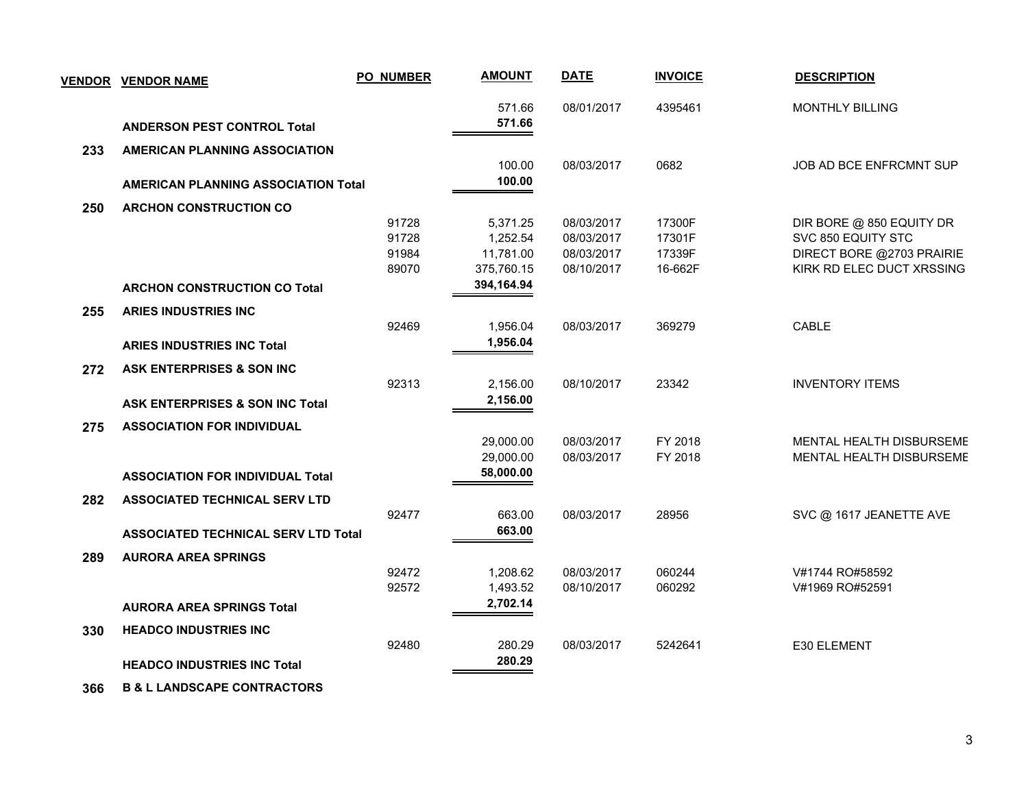| VENDOR | VENDOR NAME | PO NUMBER | AMOUNT | DATE | INVOICE | DESCRIPTION |
|---|---|---|---|---|---|---|
| | | | 571.66 | 08/01/2017 | 4395461 | MONTHLY BILLING |
| | **ANDERSON PEST CONTROL Total** | | **571.66** | | | |
| **233** | **AMERICAN PLANNING ASSOCIATION** | | | | | |
| | | | 100.00 | 08/03/2017 | 0682 | JOB AD BCE ENFRCMNT SUP |
| | **AMERICAN PLANNING ASSOCIATION Total** | | **100.00** | | | |
| **250** | **ARCHON CONSTRUCTION CO** | | | | | |
| | | 91728 | 5,371.25 | 08/03/2017 | 17300F | DIR BORE @ 850 EQUITY DR |
| | | 91728 | 1,252.54 | 08/03/2017 | 17301F | SVC 850 EQUITY STC |
| | | 91984 | 11,781.00 | 08/03/2017 | 17339F | DIRECT BORE @2703 PRAIRIE |
| | | 89070 | 375,760.15 | 08/10/2017 | 16-662F | KIRK RD ELEC DUCT XRSSING |
| | **ARCHON CONSTRUCTION CO Total** | | **394,164.94** | | | |
| **255** | **ARIES INDUSTRIES INC** | | | | | |
| | | 92469 | 1,956.04 | 08/03/2017 | 369279 | CABLE |
| | **ARIES INDUSTRIES INC Total** | | **1,956.04** | | | |
| **272** | **ASK ENTERPRISES & SON INC** | | | | | |
| | | 92313 | 2,156.00 | 08/10/2017 | 23342 | INVENTORY ITEMS |
| | **ASK ENTERPRISES & SON INC Total** | | **2,156.00** | | | |
| **275** | **ASSOCIATION FOR INDIVIDUAL** | | | | | |
| | | | 29,000.00 | 08/03/2017 | FY 2018 | MENTAL HEALTH DISBURSEME |
| | | | 29,000.00 | 08/03/2017 | FY 2018 | MENTAL HEALTH DISBURSEME |
| | **ASSOCIATION FOR INDIVIDUAL Total** | | **58,000.00** | | | |
| **282** | **ASSOCIATED TECHNICAL SERV LTD** | | | | | |
| | | 92477 | 663.00 | 08/03/2017 | 28956 | SVC @ 1617 JEANETTE AVE |
| | **ASSOCIATED TECHNICAL SERV LTD Total** | | **663.00** | | | |
| **289** | **AURORA AREA SPRINGS** | | | | | |
| | | 92472 | 1,208.62 | 08/03/2017 | 060244 | V#1744 RO#58592 |
| | | 92572 | 1,493.52 | 08/10/2017 | 060292 | V#1969 RO#52591 |
| | **AURORA AREA SPRINGS Total** | | **2,702.14** | | | |
| **330** | **HEADCO INDUSTRIES INC** | | | | | |
| | | 92480 | 280.29 | 08/03/2017 | 5242641 | E30 ELEMENT |
| | **HEADCO INDUSTRIES INC Total** | | **280.29** | | | |
| **366** | **B & L LANDSCAPE CONTRACTORS** | | | | | |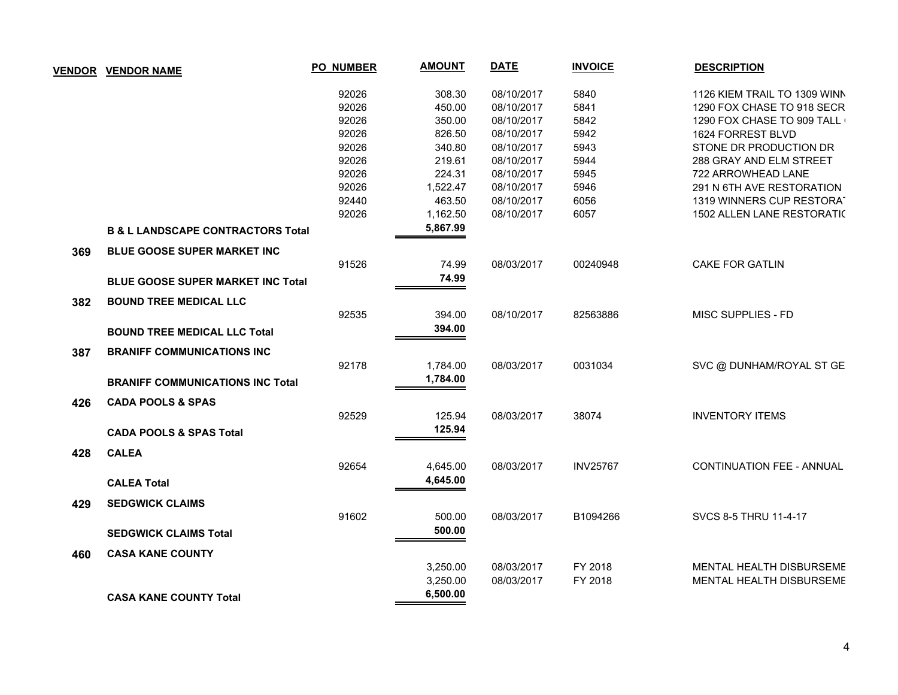| VENDOR | VENDOR NAME | PO NUMBER | AMOUNT | DATE | INVOICE | DESCRIPTION |
|---|---|---|---|---|---|---|
| | | 92026 | 308.30 | 08/10/2017 | 5840 | 1126 KIEM TRAIL TO 1309 WINN |
| | | 92026 | 450.00 | 08/10/2017 | 5841 | 1290 FOX CHASE TO 918 SECR |
| | | 92026 | 350.00 | 08/10/2017 | 5842 | 1290 FOX CHASE TO 909 TALL |
| | | 92026 | 826.50 | 08/10/2017 | 5942 | 1624 FORREST BLVD |
| | | 92026 | 340.80 | 08/10/2017 | 5943 | STONE DR PRODUCTION DR |
| | | 92026 | 219.61 | 08/10/2017 | 5944 | 288 GRAY AND ELM STREET |
| | | 92026 | 224.31 | 08/10/2017 | 5945 | 722 ARROWHEAD LANE |
| | | 92026 | 1,522.47 | 08/10/2017 | 5946 | 291 N 6TH AVE RESTORATION |
| | | 92440 | 463.50 | 08/10/2017 | 6056 | 1319 WINNERS CUP RESTORAT |
| | | 92026 | 1,162.50 | 08/10/2017 | 6057 | 1502 ALLEN LANE RESTORATIC |
| | **B & L LANDSCAPE CONTRACTORS Total** | | **5,867.99** | | | |
| **369** | **BLUE GOOSE SUPER MARKET INC** | | | | | |
| | | 91526 | 74.99 | 08/03/2017 | 00240948 | CAKE FOR GATLIN |
| | **BLUE GOOSE SUPER MARKET INC Total** | | **74.99** | | | |
| **382** | **BOUND TREE MEDICAL LLC** | | | | | |
| | | 92535 | 394.00 | 08/10/2017 | 82563886 | MISC SUPPLIES - FD |
| | **BOUND TREE MEDICAL LLC Total** | | **394.00** | | | |
| **387** | **BRANIFF COMMUNICATIONS INC** | | | | | |
| | | 92178 | 1,784.00 | 08/03/2017 | 0031034 | SVC @ DUNHAM/ROYAL ST GE |
| | **BRANIFF COMMUNICATIONS INC Total** | | **1,784.00** | | | |
| **426** | **CADA POOLS & SPAS** | | | | | |
| | | 92529 | 125.94 | 08/03/2017 | 38074 | INVENTORY ITEMS |
| | **CADA POOLS & SPAS Total** | | **125.94** | | | |
| **428** | **CALEA** | | | | | |
| | | 92654 | 4,645.00 | 08/03/2017 | INV25767 | CONTINUATION FEE - ANNUAL |
| | **CALEA Total** | | **4,645.00** | | | |
| **429** | **SEDGWICK CLAIMS** | | | | | |
| | | 91602 | 500.00 | 08/03/2017 | B1094266 | SVCS 8-5 THRU 11-4-17 |
| | **SEDGWICK CLAIMS Total** | | **500.00** | | | |
| **460** | **CASA KANE COUNTY** | | | | | |
| | | | 3,250.00 | 08/03/2017 | FY 2018 | MENTAL HEALTH DISBURSEME |
| | | | 3,250.00 | 08/03/2017 | FY 2018 | MENTAL HEALTH DISBURSEME |
| | **CASA KANE COUNTY Total** | | **6,500.00** | | | |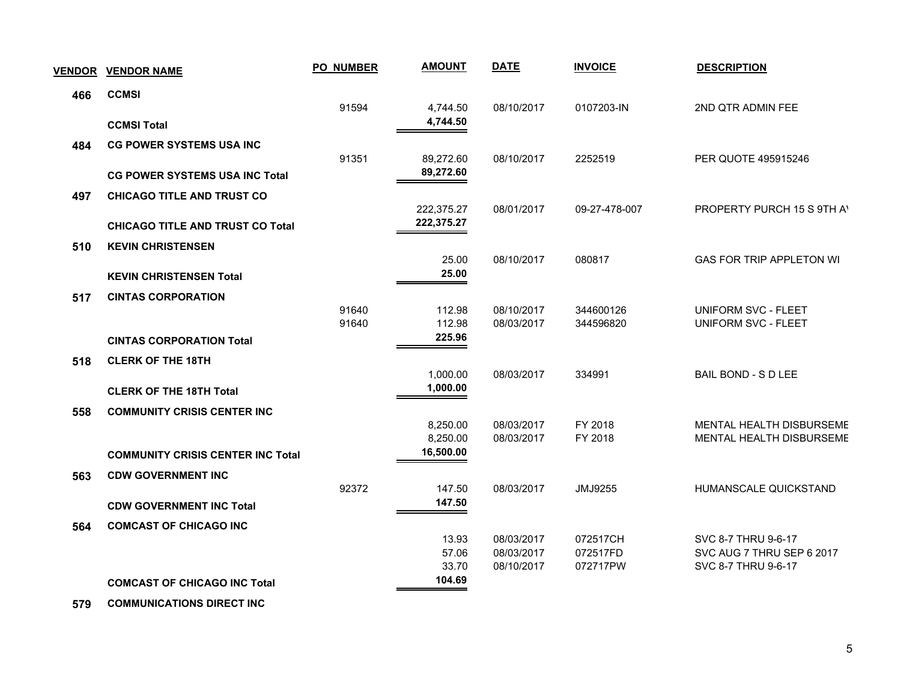| VENDOR | VENDOR NAME | PO NUMBER | AMOUNT | DATE | INVOICE | DESCRIPTION |
|---|---|---|---|---|---|---|
| 466 | CCMSI | | | | | |
| | | 91594 | 4,744.50 | 08/10/2017 | 0107203-IN | 2ND QTR ADMIN FEE |
| | **CCMSI Total** | | **4,744.50** | | | |
| 484 | CG POWER SYSTEMS USA INC | | | | | |
| | | 91351 | 89,272.60 | 08/10/2017 | 2252519 | PER QUOTE 495915246 |
| | **CG POWER SYSTEMS USA INC Total** | | **89,272.60** | | | |
| 497 | CHICAGO TITLE AND TRUST CO | | | | | |
| | | | 222,375.27 | 08/01/2017 | 09-27-478-007 | PROPERTY PURCH 15 S 9TH AV |
| | **CHICAGO TITLE AND TRUST CO Total** | | **222,375.27** | | | |
| 510 | KEVIN CHRISTENSEN | | | | | |
| | | | 25.00 | 08/10/2017 | 080817 | GAS FOR TRIP APPLETON WI |
| | **KEVIN CHRISTENSEN Total** | | **25.00** | | | |
| 517 | CINTAS CORPORATION | | | | | |
| | | 91640 | 112.98 | 08/10/2017 | 344600126 | UNIFORM SVC - FLEET |
| | | 91640 | 112.98 | 08/03/2017 | 344596820 | UNIFORM SVC - FLEET |
| | **CINTAS CORPORATION Total** | | **225.96** | | | |
| 518 | CLERK OF THE 18TH | | | | | |
| | | | 1,000.00 | 08/03/2017 | 334991 | BAIL BOND - S D LEE |
| | **CLERK OF THE 18TH Total** | | **1,000.00** | | | |
| 558 | COMMUNITY CRISIS CENTER INC | | | | | |
| | | | 8,250.00 | 08/03/2017 | FY 2018 | MENTAL HEALTH DISBURSEME |
| | | | 8,250.00 | 08/03/2017 | FY 2018 | MENTAL HEALTH DISBURSEME |
| | **COMMUNITY CRISIS CENTER INC Total** | | **16,500.00** | | | |
| 563 | CDW GOVERNMENT INC | | | | | |
| | | 92372 | 147.50 | 08/03/2017 | JMJ9255 | HUMANSCALE QUICKSTAND |
| | **CDW GOVERNMENT INC Total** | | **147.50** | | | |
| 564 | COMCAST OF CHICAGO INC | | | | | |
| | | | 13.93 | 08/03/2017 | 072517CH | SVC 8-7 THRU 9-6-17 |
| | | | 57.06 | 08/03/2017 | 072517FD | SVC AUG 7 THRU SEP 6 2017 |
| | | | 33.70 | 08/10/2017 | 072717PW | SVC 8-7 THRU 9-6-17 |
| | **COMCAST OF CHICAGO INC Total** | | **104.69** | | | |
| 579 | COMMUNICATIONS DIRECT INC | | | | | |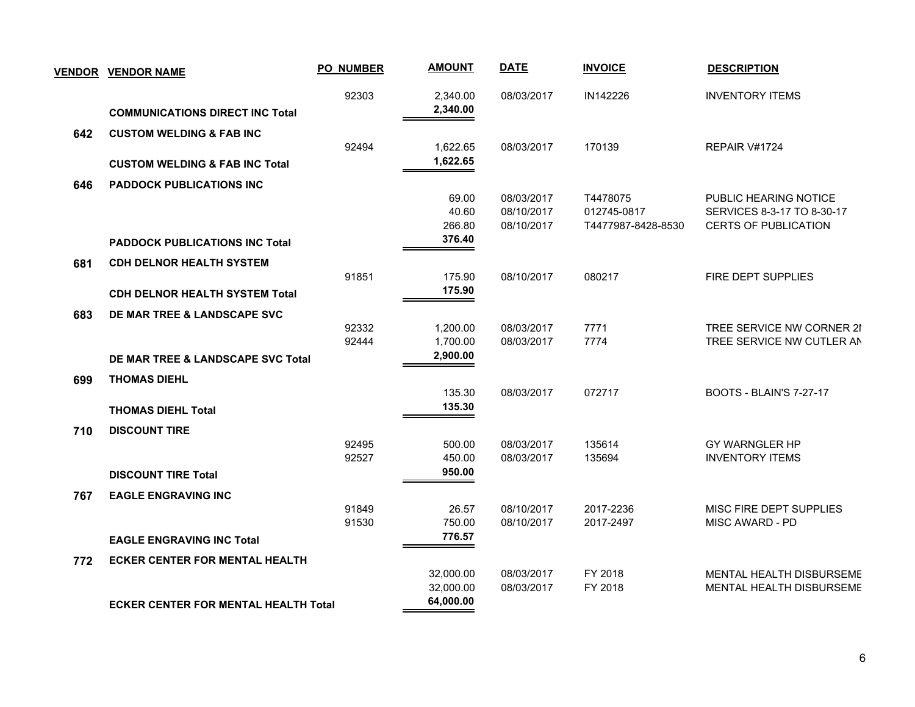| VENDOR | VENDOR NAME | PO NUMBER | AMOUNT | DATE | INVOICE | DESCRIPTION |
|---|---|---|---|---|---|---|
| | | 92303 | 2,340.00 | 08/03/2017 | IN142226 | INVENTORY ITEMS |
| | **COMMUNICATIONS DIRECT INC Total** | | **2,340.00** | | | |
| **642** | **CUSTOM WELDING & FAB INC** | | | | | |
| | | 92494 | 1,622.65 | 08/03/2017 | 170139 | REPAIR V#1724 |
| | **CUSTOM WELDING & FAB INC Total** | | **1,622.65** | | | |
| **646** | **PADDOCK PUBLICATIONS INC** | | | | | |
| | | | 69.00 | 08/03/2017 | T4478075 | PUBLIC HEARING NOTICE |
| | | | 40.60 | 08/10/2017 | 012745-0817 | SERVICES 8-3-17 TO 8-30-17 |
| | | | 266.80 | 08/10/2017 | T4477987-8428-8530 | CERTS OF PUBLICATION |
| | **PADDOCK PUBLICATIONS INC Total** | | **376.40** | | | |
| **681** | **CDH DELNOR HEALTH SYSTEM** | | | | | |
| | | 91851 | 175.90 | 08/10/2017 | 080217 | FIRE DEPT SUPPLIES |
| | **CDH DELNOR HEALTH SYSTEM Total** | | **175.90** | | | |
| **683** | **DE MAR TREE & LANDSCAPE SVC** | | | | | |
| | | 92332 | 1,200.00 | 08/03/2017 | 7771 | TREE SERVICE NW CORNER 2N |
| | | 92444 | 1,700.00 | 08/03/2017 | 7774 | TREE SERVICE NW CUTLER AN |
| | **DE MAR TREE & LANDSCAPE SVC Total** | | **2,900.00** | | | |
| **699** | **THOMAS DIEHL** | | | | | |
| | | | 135.30 | 08/03/2017 | 072717 | BOOTS - BLAIN'S 7-27-17 |
| | **THOMAS DIEHL Total** | | **135.30** | | | |
| **710** | **DISCOUNT TIRE** | | | | | |
| | | 92495 | 500.00 | 08/03/2017 | 135614 | GY WARNGLER HP |
| | | 92527 | 450.00 | 08/03/2017 | 135694 | INVENTORY ITEMS |
| | **DISCOUNT TIRE Total** | | **950.00** | | | |
| **767** | **EAGLE ENGRAVING INC** | | | | | |
| | | 91849 | 26.57 | 08/10/2017 | 2017-2236 | MISC FIRE DEPT SUPPLIES |
| | | 91530 | 750.00 | 08/10/2017 | 2017-2497 | MISC AWARD - PD |
| | **EAGLE ENGRAVING INC Total** | | **776.57** | | | |
| **772** | **ECKER CENTER FOR MENTAL HEALTH** | | | | | |
| | | | 32,000.00 | 08/03/2017 | FY 2018 | MENTAL HEALTH DISBURSEME |
| | | | 32,000.00 | 08/03/2017 | FY 2018 | MENTAL HEALTH DISBURSEME |
| | **ECKER CENTER FOR MENTAL HEALTH Total** | | **64,000.00** | | | |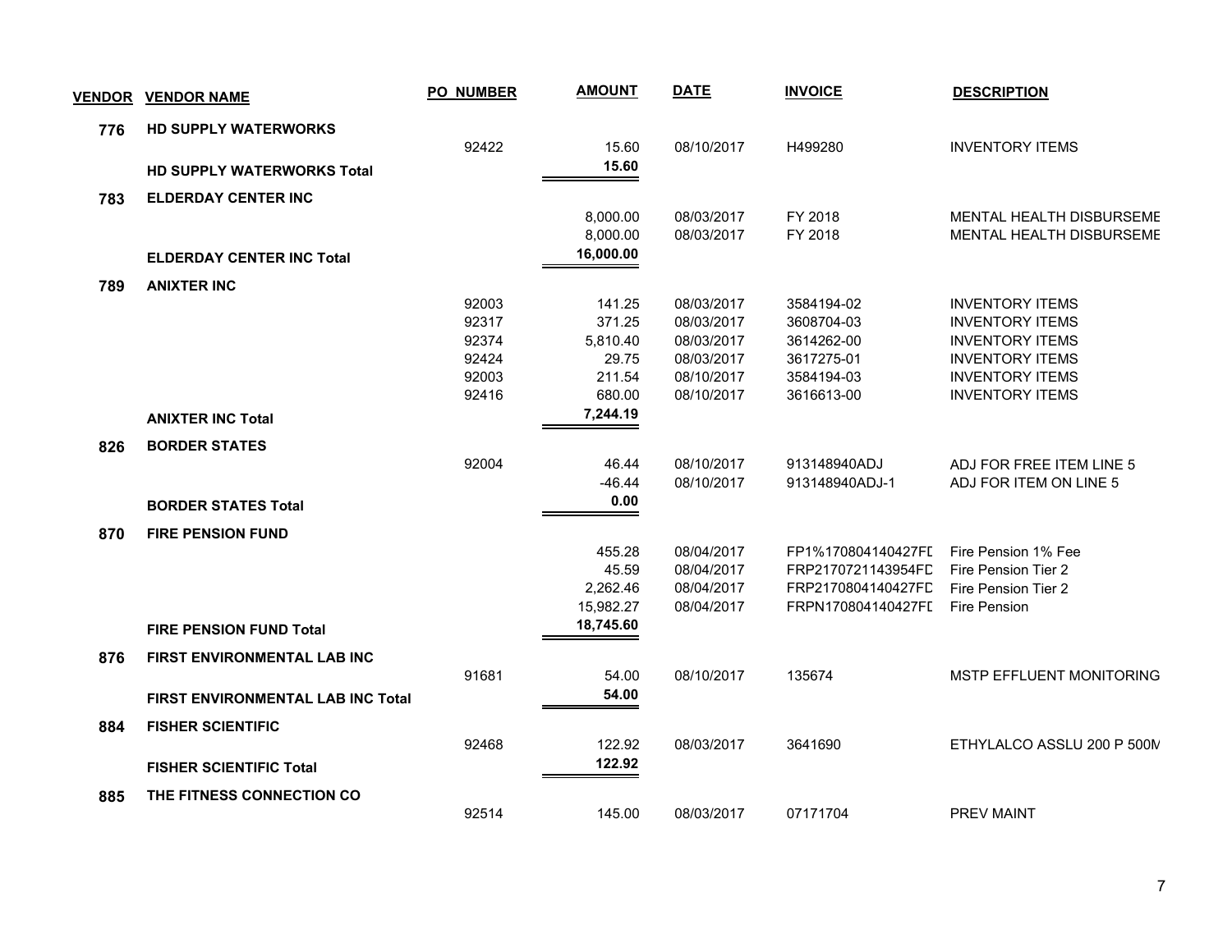| VENDOR | VENDOR NAME | PO_NUMBER | AMOUNT | DATE | INVOICE | DESCRIPTION |
|---|---|---|---|---|---|---|
| 776 | HD SUPPLY WATERWORKS | | | | | |
| | | 92422 | 15.60 | 08/10/2017 | H499280 | INVENTORY ITEMS |
| | **HD SUPPLY WATERWORKS Total** | | **15.60** | | | |
| 783 | ELDERDAY CENTER INC | | | | | |
| | | | 8,000.00 | 08/03/2017 | FY 2018 | MENTAL HEALTH DISBURSEME |
| | | | 8,000.00 | 08/03/2017 | FY 2018 | MENTAL HEALTH DISBURSEME |
| | **ELDERDAY CENTER INC Total** | | **16,000.00** | | | |
| 789 | ANIXTER INC | | | | | |
| | | 92003 | 141.25 | 08/03/2017 | 3584194-02 | INVENTORY ITEMS |
| | | 92317 | 371.25 | 08/03/2017 | 3608704-03 | INVENTORY ITEMS |
| | | 92374 | 5,810.40 | 08/03/2017 | 3614262-00 | INVENTORY ITEMS |
| | | 92424 | 29.75 | 08/03/2017 | 3617275-01 | INVENTORY ITEMS |
| | | 92003 | 211.54 | 08/10/2017 | 3584194-03 | INVENTORY ITEMS |
| | | 92416 | 680.00 | 08/10/2017 | 3616613-00 | INVENTORY ITEMS |
| | **ANIXTER INC Total** | | **7,244.19** | | | |
| 826 | BORDER STATES | | | | | |
| | | 92004 | 46.44 | 08/10/2017 | 913148940ADJ | ADJ FOR FREE ITEM LINE 5 |
| | | | -46.44 | 08/10/2017 | 913148940ADJ-1 | ADJ FOR ITEM ON LINE 5 |
| | **BORDER STATES Total** | | **0.00** | | | |
| 870 | FIRE PENSION FUND | | | | | |
| | | | 455.28 | 08/04/2017 | FP1%170804140427FD | Fire Pension 1% Fee |
| | | | 45.59 | 08/04/2017 | FRP2170721143954FD | Fire Pension Tier 2 |
| | | | 2,262.46 | 08/04/2017 | FRP2170804140427FD | Fire Pension Tier 2 |
| | | | 15,982.27 | 08/04/2017 | FRPN170804140427FD | Fire Pension |
| | **FIRE PENSION FUND Total** | | **18,745.60** | | | |
| 876 | FIRST ENVIRONMENTAL LAB INC | | | | | |
| | | 91681 | 54.00 | 08/10/2017 | 135674 | MSTP EFFLUENT MONITORING |
| | **FIRST ENVIRONMENTAL LAB INC Total** | | **54.00** | | | |
| 884 | FISHER SCIENTIFIC | | | | | |
| | | 92468 | 122.92 | 08/03/2017 | 3641690 | ETHYLALCO ASSLU 200 P 500M |
| | **FISHER SCIENTIFIC Total** | | **122.92** | | | |
| 885 | THE FITNESS CONNECTION CO | | | | | |
| | | 92514 | 145.00 | 08/03/2017 | 07171704 | PREV MAINT |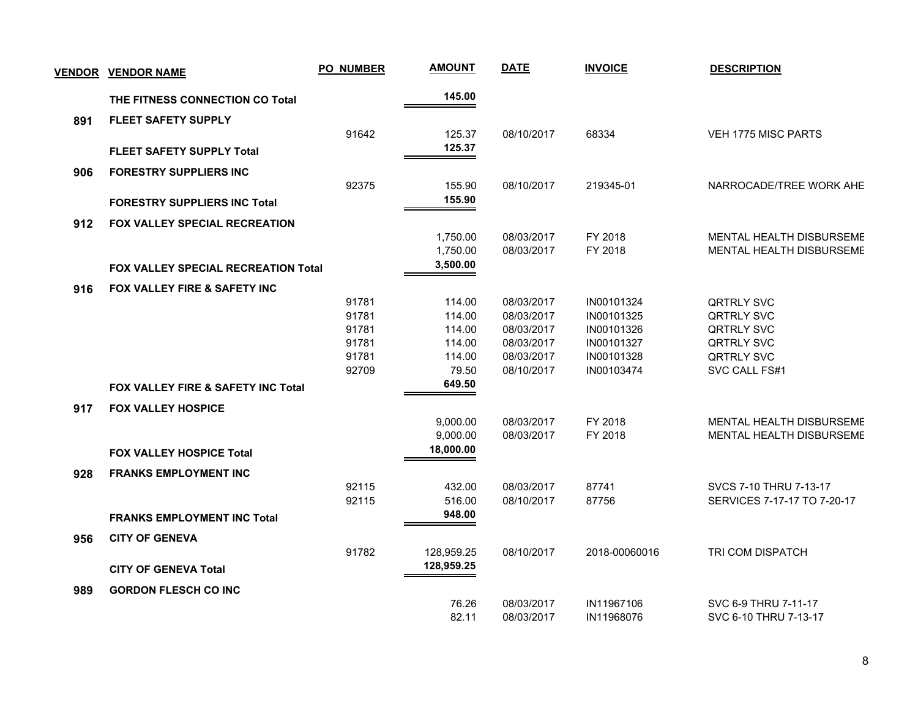| VENDOR | VENDOR NAME | PO NUMBER | AMOUNT | DATE | INVOICE | DESCRIPTION |
|---|---|---|---|---|---|---|
| | **THE FITNESS CONNECTION CO Total** | | **145.00** | | | |
| 891 | **FLEET SAFETY SUPPLY** | | | | | |
| | | 91642 | 125.37 | 08/10/2017 | 68334 | VEH 1775 MISC PARTS |
| | **FLEET SAFETY SUPPLY Total** | | **125.37** | | | |
| 906 | **FORESTRY SUPPLIERS INC** | | | | | |
| | | 92375 | 155.90 | 08/10/2017 | 219345-01 | NARROCADE/TREE WORK AHE |
| | **FORESTRY SUPPLIERS INC Total** | | **155.90** | | | |
| 912 | **FOX VALLEY SPECIAL RECREATION** | | | | | |
| | | | 1,750.00 | 08/03/2017 | FY 2018 | MENTAL HEALTH DISBURSEME |
| | | | 1,750.00 | 08/03/2017 | FY 2018 | MENTAL HEALTH DISBURSEME |
| | **FOX VALLEY SPECIAL RECREATION Total** | | **3,500.00** | | | |
| 916 | **FOX VALLEY FIRE & SAFETY INC** | | | | | |
| | | 91781 | 114.00 | 08/03/2017 | IN00101324 | QRTRLY SVC |
| | | 91781 | 114.00 | 08/03/2017 | IN00101325 | QRTRLY SVC |
| | | 91781 | 114.00 | 08/03/2017 | IN00101326 | QRTRLY SVC |
| | | 91781 | 114.00 | 08/03/2017 | IN00101327 | QRTRLY SVC |
| | | 91781 | 114.00 | 08/03/2017 | IN00101328 | QRTRLY SVC |
| | | 92709 | 79.50 | 08/10/2017 | IN00103474 | SVC CALL FS#1 |
| | **FOX VALLEY FIRE & SAFETY INC Total** | | **649.50** | | | |
| 917 | **FOX VALLEY HOSPICE** | | | | | |
| | | | 9,000.00 | 08/03/2017 | FY 2018 | MENTAL HEALTH DISBURSEME |
| | | | 9,000.00 | 08/03/2017 | FY 2018 | MENTAL HEALTH DISBURSEME |
| | **FOX VALLEY HOSPICE Total** | | **18,000.00** | | | |
| 928 | **FRANKS EMPLOYMENT INC** | | | | | |
| | | 92115 | 432.00 | 08/03/2017 | 87741 | SVCS 7-10 THRU 7-13-17 |
| | | 92115 | 516.00 | 08/10/2017 | 87756 | SERVICES 7-17-17 TO 7-20-17 |
| | **FRANKS EMPLOYMENT INC Total** | | **948.00** | | | |
| 956 | **CITY OF GENEVA** | | | | | |
| | | 91782 | 128,959.25 | 08/10/2017 | 2018-00060016 | TRI COM DISPATCH |
| | **CITY OF GENEVA Total** | | **128,959.25** | | | |
| 989 | **GORDON FLESCH CO INC** | | | | | |
| | | | 76.26 | 08/03/2017 | IN11967106 | SVC 6-9 THRU 7-11-17 |
| | | | 82.11 | 08/03/2017 | IN11968076 | SVC 6-10 THRU 7-13-17 |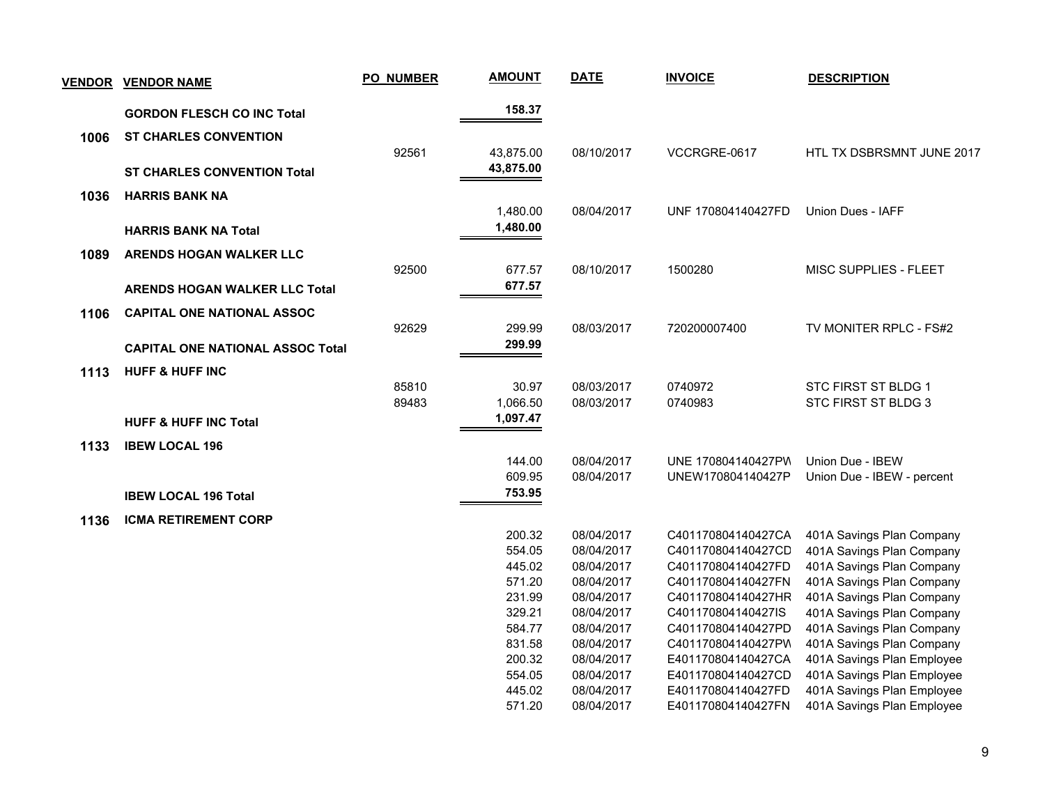| VENDOR | VENDOR NAME | PO NUMBER | AMOUNT | DATE | INVOICE | DESCRIPTION |
|---|---|---|---|---|---|---|
| | **GORDON FLESCH CO INC Total** | | **158.37** | | | |
| **1006** | **ST CHARLES CONVENTION** | | | | | |
| | | 92561 | 43,875.00 | 08/10/2017 | VCCRGRE-0617 | HTL TX DSBRSMNT JUNE 2017 |
| | **ST CHARLES CONVENTION Total** | | **43,875.00** | | | |
| **1036** | **HARRIS BANK NA** | | | | | |
| | | | 1,480.00 | 08/04/2017 | UNF 170804140427FD | Union Dues - IAFF |
| | **HARRIS BANK NA Total** | | **1,480.00** | | | |
| **1089** | **ARENDS HOGAN WALKER LLC** | | | | | |
| | | 92500 | 677.57 | 08/10/2017 | 1500280 | MISC SUPPLIES - FLEET |
| | **ARENDS HOGAN WALKER LLC Total** | | **677.57** | | | |
| **1106** | **CAPITAL ONE NATIONAL ASSOC** | | | | | |
| | | 92629 | 299.99 | 08/03/2017 | 720200007400 | TV MONITER RPLC - FS#2 |
| | **CAPITAL ONE NATIONAL ASSOC Total** | | **299.99** | | | |
| **1113** | **HUFF & HUFF INC** | | | | | |
| | | 85810 | 30.97 | 08/03/2017 | 0740972 | STC FIRST ST BLDG 1 |
| | | 89483 | 1,066.50 | 08/03/2017 | 0740983 | STC FIRST ST BLDG 3 |
| | **HUFF & HUFF INC Total** | | **1,097.47** | | | |
| **1133** | **IBEW LOCAL 196** | | | | | |
| | | | 144.00 | 08/04/2017 | UNE 170804140427PW | Union Due - IBEW |
| | | | 609.95 | 08/04/2017 | UNEW170804140427P | Union Due - IBEW - percent |
| | **IBEW LOCAL 196 Total** | | **753.95** | | | |
| **1136** | **ICMA RETIREMENT CORP** | | | | | |
| | | | 200.32 | 08/04/2017 | C401170804140427CA | 401A Savings Plan Company |
| | | | 554.05 | 08/04/2017 | C401170804140427CD | 401A Savings Plan Company |
| | | | 445.02 | 08/04/2017 | C401170804140427FD | 401A Savings Plan Company |
| | | | 571.20 | 08/04/2017 | C401170804140427FN | 401A Savings Plan Company |
| | | | 231.99 | 08/04/2017 | C401170804140427HR | 401A Savings Plan Company |
| | | | 329.21 | 08/04/2017 | C401170804140427IS | 401A Savings Plan Company |
| | | | 584.77 | 08/04/2017 | C401170804140427PD | 401A Savings Plan Company |
| | | | 831.58 | 08/04/2017 | C401170804140427PW | 401A Savings Plan Company |
| | | | 200.32 | 08/04/2017 | E401170804140427CA | 401A Savings Plan Employee |
| | | | 554.05 | 08/04/2017 | E401170804140427CD | 401A Savings Plan Employee |
| | | | 445.02 | 08/04/2017 | E401170804140427FD | 401A Savings Plan Employee |
| | | | 571.20 | 08/04/2017 | E401170804140427FN | 401A Savings Plan Employee |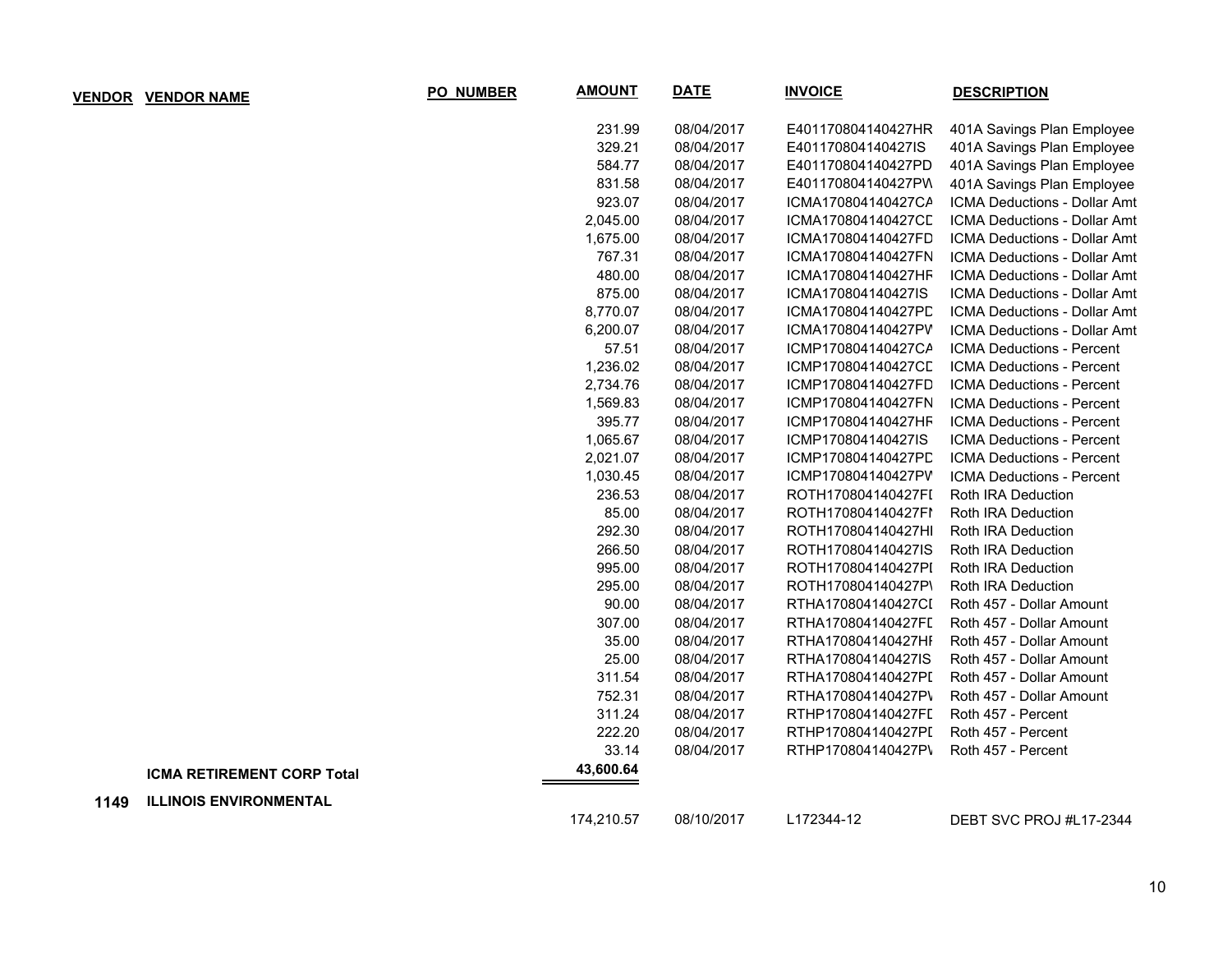| VENDOR | VENDOR NAME | PO_NUMBER | AMOUNT | DATE | INVOICE | DESCRIPTION |
|---|---|---|---|---|---|---|
| | | | 231.99 | 08/04/2017 | E401170804140427HR | 401A Savings Plan Employee |
| | | | 329.21 | 08/04/2017 | E401170804140427IS | 401A Savings Plan Employee |
| | | | 584.77 | 08/04/2017 | E401170804140427PD | 401A Savings Plan Employee |
| | | | 831.58 | 08/04/2017 | E401170804140427PW | 401A Savings Plan Employee |
| | | | 923.07 | 08/04/2017 | ICMA170804140427CA | ICMA Deductions - Dollar Amt |
| | | | 2,045.00 | 08/04/2017 | ICMA170804140427CD | ICMA Deductions - Dollar Amt |
| | | | 1,675.00 | 08/04/2017 | ICMA170804140427FD | ICMA Deductions - Dollar Amt |
| | | | 767.31 | 08/04/2017 | ICMA170804140427FN | ICMA Deductions - Dollar Amt |
| | | | 480.00 | 08/04/2017 | ICMA170804140427HR | ICMA Deductions - Dollar Amt |
| | | | 875.00 | 08/04/2017 | ICMA170804140427IS | ICMA Deductions - Dollar Amt |
| | | | 8,770.07 | 08/04/2017 | ICMA170804140427PD | ICMA Deductions - Dollar Amt |
| | | | 6,200.07 | 08/04/2017 | ICMA170804140427PW | ICMA Deductions - Dollar Amt |
| | | | 57.51 | 08/04/2017 | ICMP170804140427CA | ICMA Deductions - Percent |
| | | | 1,236.02 | 08/04/2017 | ICMP170804140427CD | ICMA Deductions - Percent |
| | | | 2,734.76 | 08/04/2017 | ICMP170804140427FD | ICMA Deductions - Percent |
| | | | 1,569.83 | 08/04/2017 | ICMP170804140427FN | ICMA Deductions - Percent |
| | | | 395.77 | 08/04/2017 | ICMP170804140427HR | ICMA Deductions - Percent |
| | | | 1,065.67 | 08/04/2017 | ICMP170804140427IS | ICMA Deductions - Percent |
| | | | 2,021.07 | 08/04/2017 | ICMP170804140427PD | ICMA Deductions - Percent |
| | | | 1,030.45 | 08/04/2017 | ICMP170804140427PW | ICMA Deductions - Percent |
| | | | 236.53 | 08/04/2017 | ROTH170804140427FD | Roth IRA Deduction |
| | | | 85.00 | 08/04/2017 | ROTH170804140427FN | Roth IRA Deduction |
| | | | 292.30 | 08/04/2017 | ROTH170804140427HR | Roth IRA Deduction |
| | | | 266.50 | 08/04/2017 | ROTH170804140427IS | Roth IRA Deduction |
| | | | 995.00 | 08/04/2017 | ROTH170804140427PD | Roth IRA Deduction |
| | | | 295.00 | 08/04/2017 | ROTH170804140427PW | Roth IRA Deduction |
| | | | 90.00 | 08/04/2017 | RTHA170804140427CD | Roth 457 - Dollar Amount |
| | | | 307.00 | 08/04/2017 | RTHA170804140427FD | Roth 457 - Dollar Amount |
| | | | 35.00 | 08/04/2017 | RTHA170804140427HR | Roth 457 - Dollar Amount |
| | | | 25.00 | 08/04/2017 | RTHA170804140427IS | Roth 457 - Dollar Amount |
| | | | 311.54 | 08/04/2017 | RTHA170804140427PD | Roth 457 - Dollar Amount |
| | | | 752.31 | 08/04/2017 | RTHA170804140427PW | Roth 457 - Dollar Amount |
| | | | 311.24 | 08/04/2017 | RTHP170804140427FD | Roth 457 - Percent |
| | | | 222.20 | 08/04/2017 | RTHP170804140427PD | Roth 457 - Percent |
| | | | 33.14 | 08/04/2017 | RTHP170804140427PW | Roth 457 - Percent |
| | **ICMA RETIREMENT CORP Total** | | **43,600.64** | | | |
| **1149** | **ILLINOIS ENVIRONMENTAL** | | | | | |
| | | | 174,210.57 | 08/10/2017 | L172344-12 | DEBT SVC PROJ #L17-2344 |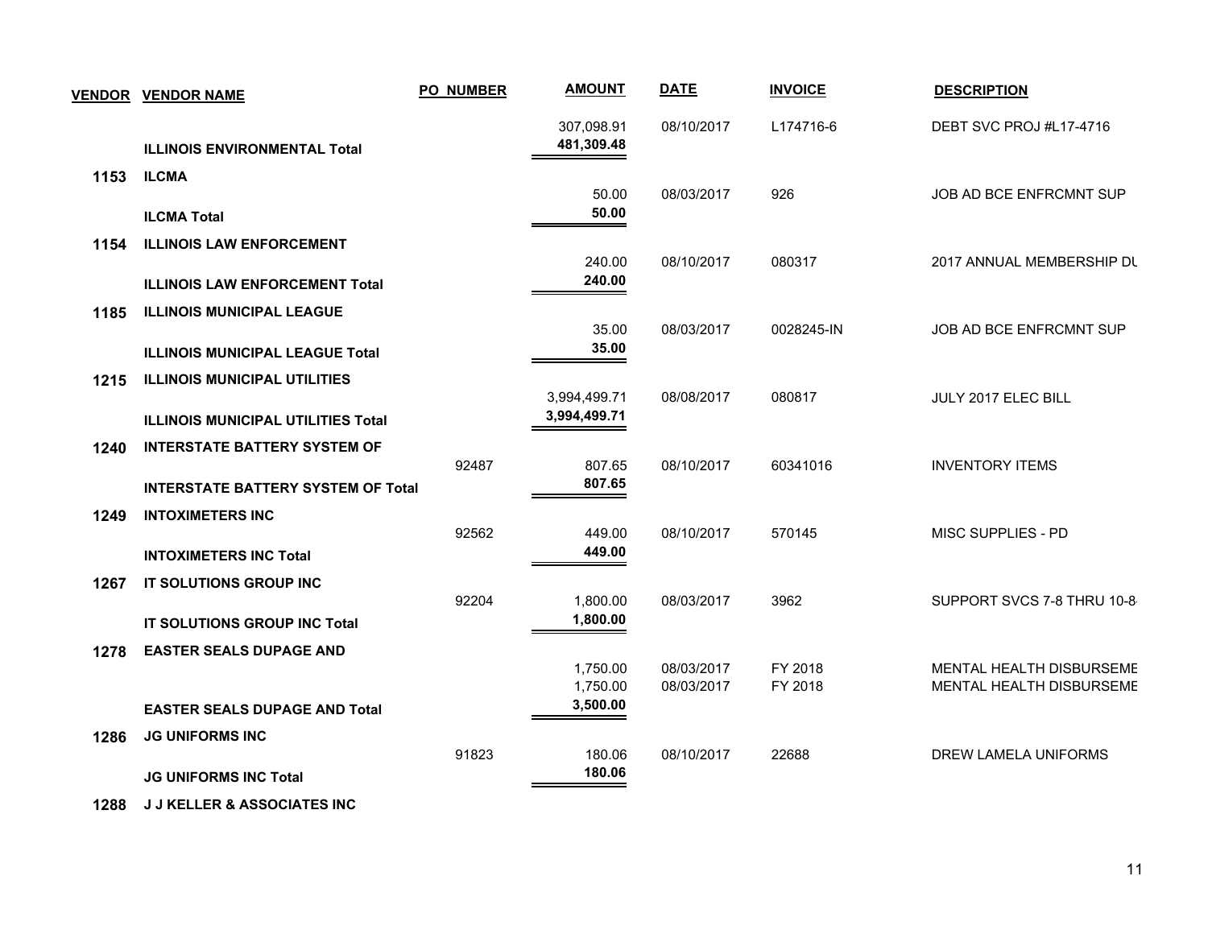| VENDOR | VENDOR NAME | PO NUMBER | AMOUNT | DATE | INVOICE | DESCRIPTION |
|---|---|---|---|---|---|---|
| | | | 307,098.91 | 08/10/2017 | L174716-6 | DEBT SVC PROJ #L17-4716 |
| | **ILLINOIS ENVIRONMENTAL Total** | | **481,309.48** | | | |
| **1153** | **ILCMA** | | | | | |
| | | | 50.00 | 08/03/2017 | 926 | JOB AD BCE ENFRCMNT SUP |
| | **ILCMA Total** | | **50.00** | | | |
| **1154** | **ILLINOIS LAW ENFORCEMENT** | | | | | |
| | | | 240.00 | 08/10/2017 | 080317 | 2017 ANNUAL MEMBERSHIP DU |
| | **ILLINOIS LAW ENFORCEMENT Total** | | **240.00** | | | |
| **1185** | **ILLINOIS MUNICIPAL LEAGUE** | | | | | |
| | | | 35.00 | 08/03/2017 | 0028245-IN | JOB AD BCE ENFRCMNT SUP |
| | **ILLINOIS MUNICIPAL LEAGUE Total** | | **35.00** | | | |
| **1215** | **ILLINOIS MUNICIPAL UTILITIES** | | | | | |
| | | | 3,994,499.71 | 08/08/2017 | 080817 | JULY 2017 ELEC BILL |
| | **ILLINOIS MUNICIPAL UTILITIES Total** | | **3,994,499.71** | | | |
| **1240** | **INTERSTATE BATTERY SYSTEM OF** | | | | | |
| | | 92487 | 807.65 | 08/10/2017 | 60341016 | INVENTORY ITEMS |
| | **INTERSTATE BATTERY SYSTEM OF Total** | | **807.65** | | | |
| **1249** | **INTOXIMETERS INC** | | | | | |
| | | 92562 | 449.00 | 08/10/2017 | 570145 | MISC SUPPLIES - PD |
| | **INTOXIMETERS INC Total** | | **449.00** | | | |
| **1267** | **IT SOLUTIONS GROUP INC** | | | | | |
| | | 92204 | 1,800.00 | 08/03/2017 | 3962 | SUPPORT SVCS 7-8 THRU 10-8 |
| | **IT SOLUTIONS GROUP INC Total** | | **1,800.00** | | | |
| **1278** | **EASTER SEALS DUPAGE AND** | | | | | |
| | | | 1,750.00 | 08/03/2017 | FY 2018 | MENTAL HEALTH DISBURSEME |
| | | | 1,750.00 | 08/03/2017 | FY 2018 | MENTAL HEALTH DISBURSEME |
| | **EASTER SEALS DUPAGE AND Total** | | **3,500.00** | | | |
| **1286** | **JG UNIFORMS INC** | | | | | |
| | | 91823 | 180.06 | 08/10/2017 | 22688 | DREW LAMELA UNIFORMS |
| | **JG UNIFORMS INC Total** | | **180.06** | | | |
| **1288** | **J J KELLER & ASSOCIATES INC** | | | | | |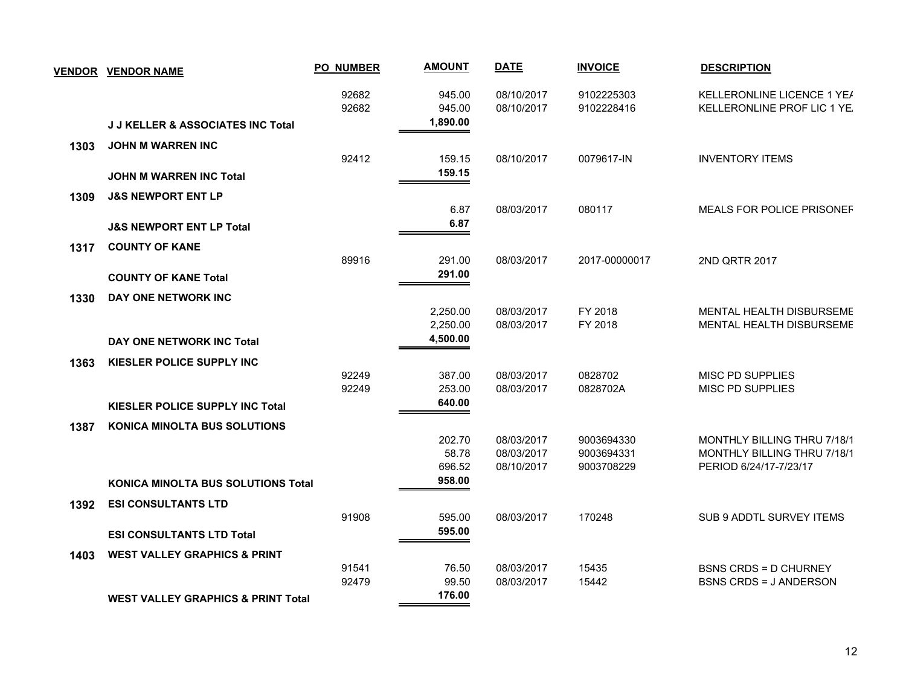| VENDOR | VENDOR NAME | PO NUMBER | AMOUNT | DATE | INVOICE | DESCRIPTION |
|---|---|---|---|---|---|---|
| | | 92682 | 945.00 | 08/10/2017 | 9102225303 | KELLERONLINE LICENCE 1 YEA |
| | | 92682 | 945.00 | 08/10/2017 | 9102228416 | KELLERONLINE PROF LIC 1 YE. |
| | **J J KELLER & ASSOCIATES INC Total** | | **1,890.00** | | | |
| **1303** | **JOHN M WARREN INC** | | | | | |
| | | 92412 | 159.15 | 08/10/2017 | 0079617-IN | INVENTORY ITEMS |
| | **JOHN M WARREN INC Total** | | **159.15** | | | |
| **1309** | **J&S NEWPORT ENT LP** | | | | | |
| | | | 6.87 | 08/03/2017 | 080117 | MEALS FOR POLICE PRISONEF |
| | **J&S NEWPORT ENT LP Total** | | **6.87** | | | |
| **1317** | **COUNTY OF KANE** | | | | | |
| | | 89916 | 291.00 | 08/03/2017 | 2017-00000017 | 2ND QRTR 2017 |
| | **COUNTY OF KANE Total** | | **291.00** | | | |
| **1330** | **DAY ONE NETWORK INC** | | | | | |
| | | | 2,250.00 | 08/03/2017 | FY 2018 | MENTAL HEALTH DISBURSEME |
| | | | 2,250.00 | 08/03/2017 | FY 2018 | MENTAL HEALTH DISBURSEME |
| | **DAY ONE NETWORK INC Total** | | **4,500.00** | | | |
| **1363** | **KIESLER POLICE SUPPLY INC** | | | | | |
| | | 92249 | 387.00 | 08/03/2017 | 0828702 | MISC PD SUPPLIES |
| | | 92249 | 253.00 | 08/03/2017 | 0828702A | MISC PD SUPPLIES |
| | **KIESLER POLICE SUPPLY INC Total** | | **640.00** | | | |
| **1387** | **KONICA MINOLTA BUS SOLUTIONS** | | | | | |
| | | | 202.70 | 08/03/2017 | 9003694330 | MONTHLY BILLING THRU 7/18/1 |
| | | | 58.78 | 08/03/2017 | 9003694331 | MONTHLY BILLING THRU 7/18/1 |
| | | | 696.52 | 08/10/2017 | 9003708229 | PERIOD 6/24/17-7/23/17 |
| | **KONICA MINOLTA BUS SOLUTIONS Total** | | **958.00** | | | |
| **1392** | **ESI CONSULTANTS LTD** | | | | | |
| | | 91908 | 595.00 | 08/03/2017 | 170248 | SUB 9 ADDTL SURVEY ITEMS |
| | **ESI CONSULTANTS LTD Total** | | **595.00** | | | |
| **1403** | **WEST VALLEY GRAPHICS & PRINT** | | | | | |
| | | 91541 | 76.50 | 08/03/2017 | 15435 | BSNS CRDS = D CHURNEY |
| | | 92479 | 99.50 | 08/03/2017 | 15442 | BSNS CRDS = J ANDERSON |
| | **WEST VALLEY GRAPHICS & PRINT Total** | | **176.00** | | | |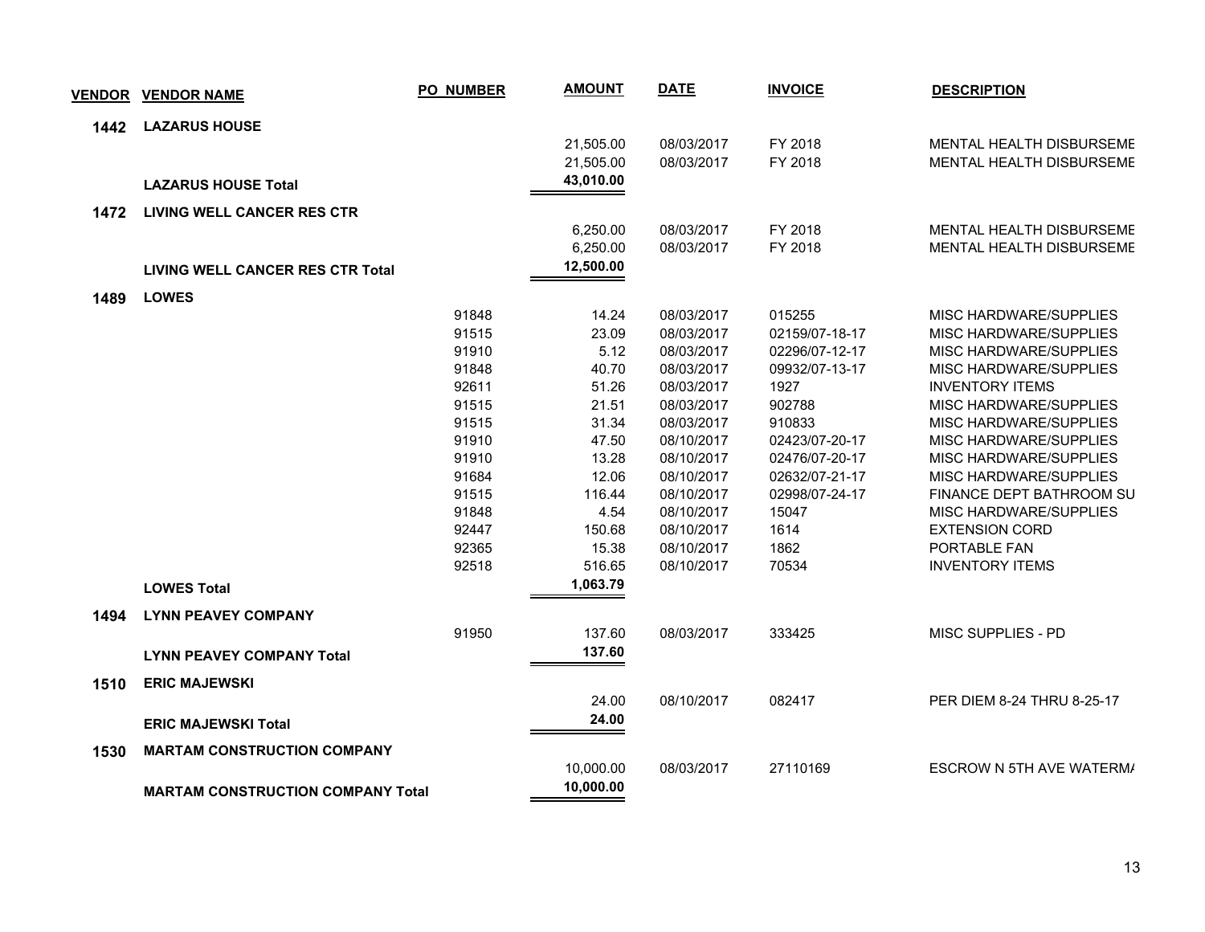| VENDOR | VENDOR NAME | PO_NUMBER | AMOUNT | DATE | INVOICE | DESCRIPTION |
|---|---|---|---|---|---|---|
| **1442** | **LAZARUS HOUSE** | | | | | |
| | | | 21,505.00 | 08/03/2017 | FY 2018 | MENTAL HEALTH DISBURSEME |
| | | | 21,505.00 | 08/03/2017 | FY 2018 | MENTAL HEALTH DISBURSEME |
| | **LAZARUS HOUSE Total** | | **43,010.00** | | | |
| **1472** | **LIVING WELL CANCER RES CTR** | | | | | |
| | | | 6,250.00 | 08/03/2017 | FY 2018 | MENTAL HEALTH DISBURSEME |
| | | | 6,250.00 | 08/03/2017 | FY 2018 | MENTAL HEALTH DISBURSEME |
| | **LIVING WELL CANCER RES CTR Total** | | **12,500.00** | | | |
| **1489** | **LOWES** | | | | | |
| | | 91848 | 14.24 | 08/03/2017 | 015255 | MISC HARDWARE/SUPPLIES |
| | | 91515 | 23.09 | 08/03/2017 | 02159/07-18-17 | MISC HARDWARE/SUPPLIES |
| | | 91910 | 5.12 | 08/03/2017 | 02296/07-12-17 | MISC HARDWARE/SUPPLIES |
| | | 91848 | 40.70 | 08/03/2017 | 09932/07-13-17 | MISC HARDWARE/SUPPLIES |
| | | 92611 | 51.26 | 08/03/2017 | 1927 | INVENTORY ITEMS |
| | | 91515 | 21.51 | 08/03/2017 | 902788 | MISC HARDWARE/SUPPLIES |
| | | 91515 | 31.34 | 08/03/2017 | 910833 | MISC HARDWARE/SUPPLIES |
| | | 91910 | 47.50 | 08/10/2017 | 02423/07-20-17 | MISC HARDWARE/SUPPLIES |
| | | 91910 | 13.28 | 08/10/2017 | 02476/07-20-17 | MISC HARDWARE/SUPPLIES |
| | | 91684 | 12.06 | 08/10/2017 | 02632/07-21-17 | MISC HARDWARE/SUPPLIES |
| | | 91515 | 116.44 | 08/10/2017 | 02998/07-24-17 | FINANCE DEPT BATHROOM SU |
| | | 91848 | 4.54 | 08/10/2017 | 15047 | MISC HARDWARE/SUPPLIES |
| | | 92447 | 150.68 | 08/10/2017 | 1614 | EXTENSION CORD |
| | | 92365 | 15.38 | 08/10/2017 | 1862 | PORTABLE FAN |
| | | 92518 | 516.65 | 08/10/2017 | 70534 | INVENTORY ITEMS |
| | **LOWES Total** | | **1,063.79** | | | |
| **1494** | **LYNN PEAVEY COMPANY** | | | | | |
| | | 91950 | 137.60 | 08/03/2017 | 333425 | MISC SUPPLIES - PD |
| | **LYNN PEAVEY COMPANY Total** | | **137.60** | | | |
| **1510** | **ERIC MAJEWSKI** | | | | | |
| | | | 24.00 | 08/10/2017 | 082417 | PER DIEM 8-24 THRU 8-25-17 |
| | **ERIC MAJEWSKI Total** | | **24.00** | | | |
| **1530** | **MARTAM CONSTRUCTION COMPANY** | | | | | |
| | | | 10,000.00 | 08/03/2017 | 27110169 | ESCROW N 5TH AVE WATERM/ |
| | **MARTAM CONSTRUCTION COMPANY Total** | | **10,000.00** | | | |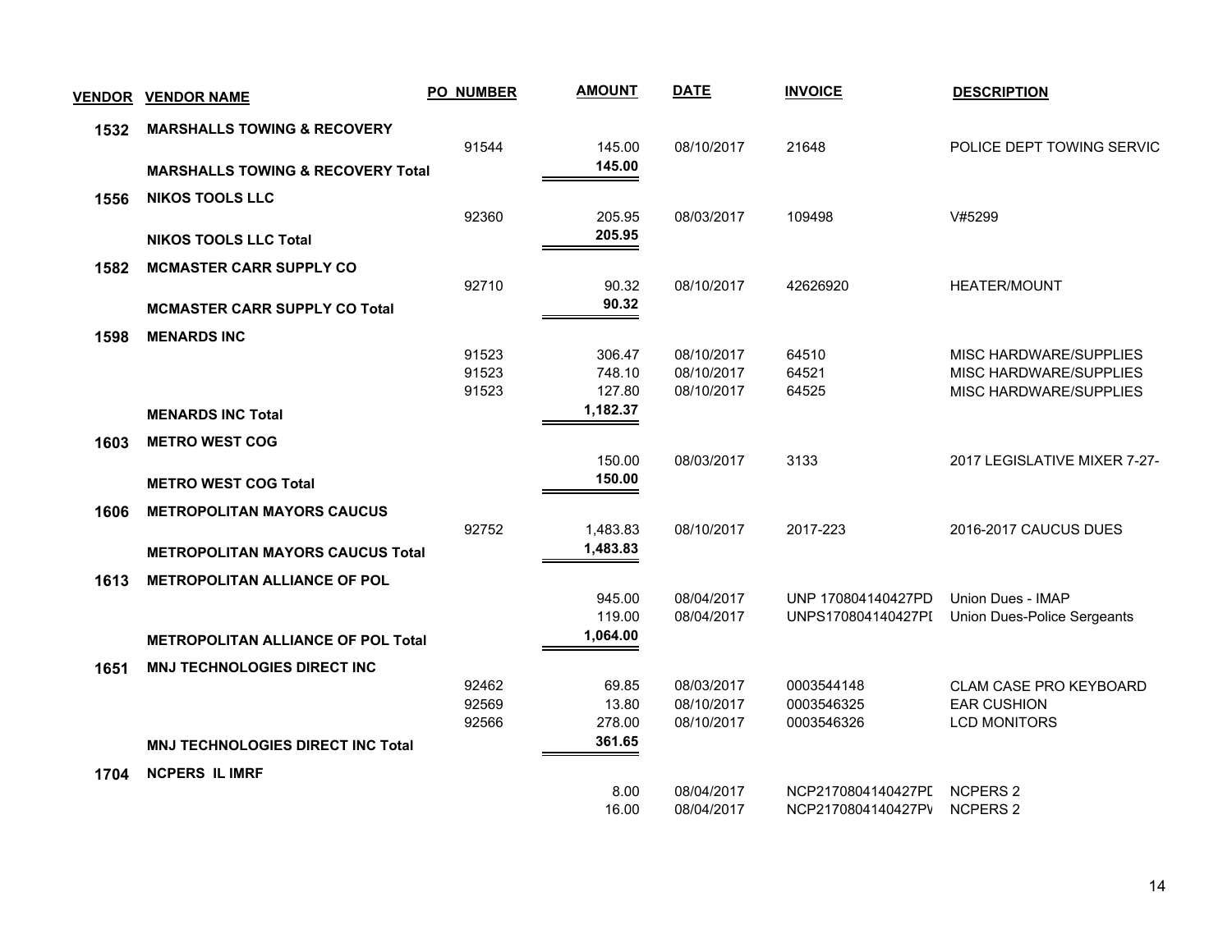| VENDOR | VENDOR NAME | PO NUMBER | AMOUNT | DATE | INVOICE | DESCRIPTION |
|---|---|---|---|---|---|---|
| 1532 | **MARSHALLS TOWING & RECOVERY** | | | | | |
| | | 91544 | 145.00 | 08/10/2017 | 21648 | POLICE DEPT TOWING SERVIC |
| | **MARSHALLS TOWING & RECOVERY Total** | | **145.00** | | | |
| 1556 | **NIKOS TOOLS LLC** | | | | | |
| | | 92360 | 205.95 | 08/03/2017 | 109498 | V#5299 |
| | **NIKOS TOOLS LLC Total** | | **205.95** | | | |
| 1582 | **MCMASTER CARR SUPPLY CO** | | | | | |
| | | 92710 | 90.32 | 08/10/2017 | 42626920 | HEATER/MOUNT |
| | **MCMASTER CARR SUPPLY CO Total** | | **90.32** | | | |
| 1598 | **MENARDS INC** | | | | | |
| | | 91523 | 306.47 | 08/10/2017 | 64510 | MISC HARDWARE/SUPPLIES |
| | | 91523 | 748.10 | 08/10/2017 | 64521 | MISC HARDWARE/SUPPLIES |
| | | 91523 | 127.80 | 08/10/2017 | 64525 | MISC HARDWARE/SUPPLIES |
| | **MENARDS INC Total** | | **1,182.37** | | | |
| 1603 | **METRO WEST COG** | | | | | |
| | | | 150.00 | 08/03/2017 | 3133 | 2017 LEGISLATIVE MIXER 7-27- |
| | **METRO WEST COG Total** | | **150.00** | | | |
| 1606 | **METROPOLITAN MAYORS CAUCUS** | | | | | |
| | | 92752 | 1,483.83 | 08/10/2017 | 2017-223 | 2016-2017 CAUCUS DUES |
| | **METROPOLITAN MAYORS CAUCUS Total** | | **1,483.83** | | | |
| 1613 | **METROPOLITAN ALLIANCE OF POL** | | | | | |
| | | | 945.00 | 08/04/2017 | UNP 170804140427PD | Union Dues - IMAP |
| | | | 119.00 | 08/04/2017 | UNPS170804140427PI | Union Dues-Police Sergeants |
| | **METROPOLITAN ALLIANCE OF POL Total** | | **1,064.00** | | | |
| 1651 | **MNJ TECHNOLOGIES DIRECT INC** | | | | | |
| | | 92462 | 69.85 | 08/03/2017 | 0003544148 | CLAM CASE PRO KEYBOARD |
| | | 92569 | 13.80 | 08/10/2017 | 0003546325 | EAR CUSHION |
| | | 92566 | 278.00 | 08/10/2017 | 0003546326 | LCD MONITORS |
| | **MNJ TECHNOLOGIES DIRECT INC Total** | | **361.65** | | | |
| 1704 | **NCPERS IL IMRF** | | | | | |
| | | | 8.00 | 08/04/2017 | NCP2170804140427PI | NCPERS 2 |
| | | | 16.00 | 08/04/2017 | NCP2170804140427PV | NCPERS 2 |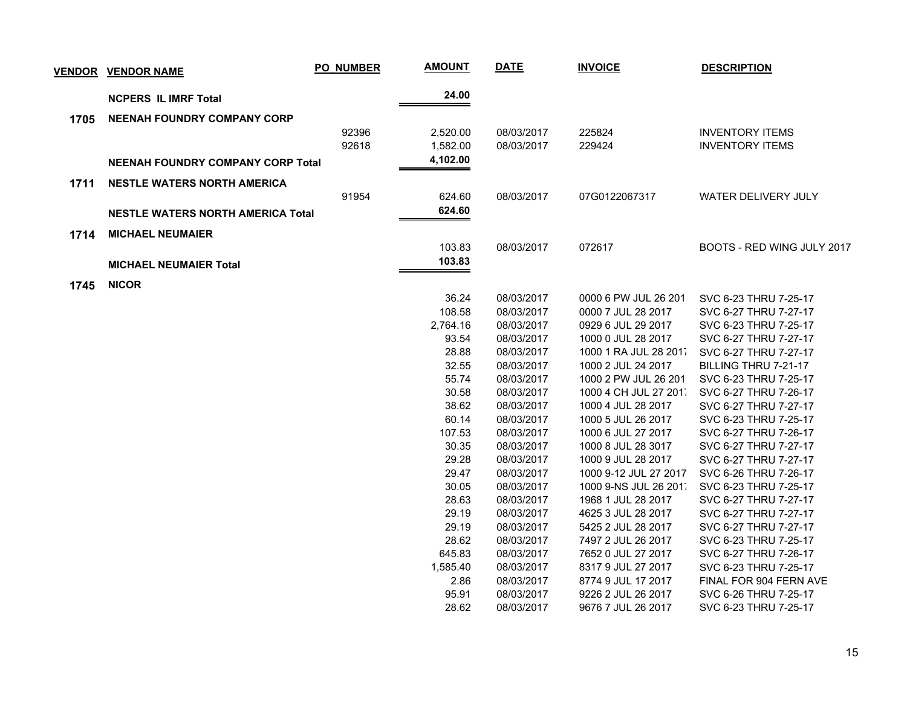| VENDOR | VENDOR NAME | PO NUMBER | AMOUNT | DATE | INVOICE | DESCRIPTION |
|---|---|---|---|---|---|---|
| | **NCPERS IL IMRF Total** | | **24.00** | | | |
| **1705** | **NEENAH FOUNDRY COMPANY CORP** | | | | | |
| | | 92396 | 2,520.00 | 08/03/2017 | 225824 | INVENTORY ITEMS |
| | | 92618 | 1,582.00 | 08/03/2017 | 229424 | INVENTORY ITEMS |
| | **NEENAH FOUNDRY COMPANY CORP Total** | | **4,102.00** | | | |
| **1711** | **NESTLE WATERS NORTH AMERICA** | | | | | |
| | | 91954 | 624.60 | 08/03/2017 | 07G0122067317 | WATER DELIVERY JULY |
| | **NESTLE WATERS NORTH AMERICA Total** | | **624.60** | | | |
| **1714** | **MICHAEL NEUMAIER** | | | | | |
| | | | 103.83 | 08/03/2017 | 072617 | BOOTS - RED WING JULY 2017 |
| | **MICHAEL NEUMAIER Total** | | **103.83** | | | |
| **1745** | **NICOR** | | | | | |
| | | | 36.24 | 08/03/2017 | 0000 6 PW JUL 26 201 | SVC 6-23 THRU 7-25-17 |
| | | | 108.58 | 08/03/2017 | 0000 7 JUL 28 2017 | SVC 6-27 THRU 7-27-17 |
| | | | 2,764.16 | 08/03/2017 | 0929 6 JUL 29 2017 | SVC 6-23 THRU 7-25-17 |
| | | | 93.54 | 08/03/2017 | 1000 0 JUL 28 2017 | SVC 6-27 THRU 7-27-17 |
| | | | 28.88 | 08/03/2017 | 1000 1 RA JUL 28 2017 | SVC 6-27 THRU 7-27-17 |
| | | | 32.55 | 08/03/2017 | 1000 2 JUL 24 2017 | BILLING THRU 7-21-17 |
| | | | 55.74 | 08/03/2017 | 1000 2 PW JUL 26 201 | SVC 6-23 THRU 7-25-17 |
| | | | 30.58 | 08/03/2017 | 1000 4 CH JUL 27 2017 | SVC 6-27 THRU 7-26-17 |
| | | | 38.62 | 08/03/2017 | 1000 4 JUL 28 2017 | SVC 6-27 THRU 7-27-17 |
| | | | 60.14 | 08/03/2017 | 1000 5 JUL 26 2017 | SVC 6-23 THRU 7-25-17 |
| | | | 107.53 | 08/03/2017 | 1000 6 JUL 27 2017 | SVC 6-27 THRU 7-26-17 |
| | | | 30.35 | 08/03/2017 | 1000 8 JUL 28 3017 | SVC 6-27 THRU 7-27-17 |
| | | | 29.28 | 08/03/2017 | 1000 9 JUL 28 2017 | SVC 6-27 THRU 7-27-17 |
| | | | 29.47 | 08/03/2017 | 1000 9-12 JUL 27 2017 | SVC 6-26 THRU 7-26-17 |
| | | | 30.05 | 08/03/2017 | 1000 9-NS JUL 26 2017 | SVC 6-23 THRU 7-25-17 |
| | | | 28.63 | 08/03/2017 | 1968 1 JUL 28 2017 | SVC 6-27 THRU 7-27-17 |
| | | | 29.19 | 08/03/2017 | 4625 3 JUL 28 2017 | SVC 6-27 THRU 7-27-17 |
| | | | 29.19 | 08/03/2017 | 5425 2 JUL 28 2017 | SVC 6-27 THRU 7-27-17 |
| | | | 28.62 | 08/03/2017 | 7497 2 JUL 26 2017 | SVC 6-23 THRU 7-25-17 |
| | | | 645.83 | 08/03/2017 | 7652 0 JUL 27 2017 | SVC 6-27 THRU 7-26-17 |
| | | | 1,585.40 | 08/03/2017 | 8317 9 JUL 27 2017 | SVC 6-23 THRU 7-25-17 |
| | | | 2.86 | 08/03/2017 | 8774 9 JUL 17 2017 | FINAL FOR 904 FERN AVE |
| | | | 95.91 | 08/03/2017 | 9226 2 JUL 26 2017 | SVC 6-26 THRU 7-25-17 |
| | | | 28.62 | 08/03/2017 | 9676 7 JUL 26 2017 | SVC 6-23 THRU 7-25-17 |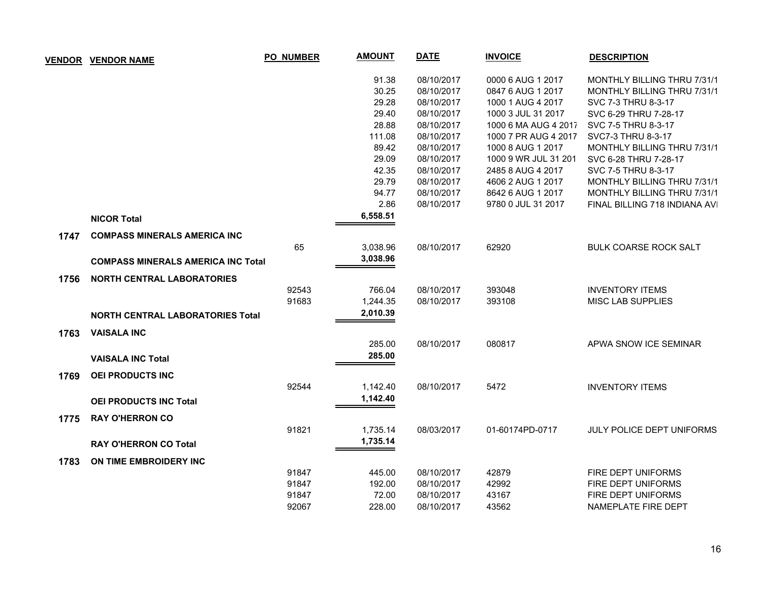| VENDOR | VENDOR NAME | PO NUMBER | AMOUNT | DATE | INVOICE | DESCRIPTION |
|---|---|---|---|---|---|---|
| | | | 91.38 | 08/10/2017 | 0000 6 AUG 1 2017 | MONTHLY BILLING THRU 7/31/1 |
| | | | 30.25 | 08/10/2017 | 0847 6 AUG 1 2017 | MONTHLY BILLING THRU 7/31/1 |
| | | | 29.28 | 08/10/2017 | 1000 1 AUG 4 2017 | SVC 7-3 THRU 8-3-17 |
| | | | 29.40 | 08/10/2017 | 1000 3 JUL 31 2017 | SVC 6-29 THRU 7-28-17 |
| | | | 28.88 | 08/10/2017 | 1000 6 MA AUG 4 2017 | SVC 7-5 THRU 8-3-17 |
| | | | 111.08 | 08/10/2017 | 1000 7 PR AUG 4 2017 | SVC7-3 THRU 8-3-17 |
| | | | 89.42 | 08/10/2017 | 1000 8 AUG 1 2017 | MONTHLY BILLING THRU 7/31/1 |
| | | | 29.09 | 08/10/2017 | 1000 9 WR JUL 31 201 | SVC 6-28 THRU 7-28-17 |
| | | | 42.35 | 08/10/2017 | 2485 8 AUG 4 2017 | SVC 7-5 THRU 8-3-17 |
| | | | 29.79 | 08/10/2017 | 4606 2 AUG 1 2017 | MONTHLY BILLING THRU 7/31/1 |
| | | | 94.77 | 08/10/2017 | 8642 6 AUG 1 2017 | MONTHLY BILLING THRU 7/31/1 |
| | | | 2.86 | 08/10/2017 | 9780 0 JUL 31 2017 | FINAL BILLING 718 INDIANA AVI |
| | **NICOR Total** | | **6,558.51** | | | |
| **1747** | **COMPASS MINERALS AMERICA INC** | | | | | |
| | | 65 | 3,038.96 | 08/10/2017 | 62920 | BULK COARSE ROCK SALT |
| | **COMPASS MINERALS AMERICA INC Total** | | **3,038.96** | | | |
| **1756** | **NORTH CENTRAL LABORATORIES** | | | | | |
| | | 92543 | 766.04 | 08/10/2017 | 393048 | INVENTORY ITEMS |
| | | 91683 | 1,244.35 | 08/10/2017 | 393108 | MISC LAB SUPPLIES |
| | **NORTH CENTRAL LABORATORIES Total** | | **2,010.39** | | | |
| **1763** | **VAISALA INC** | | | | | |
| | | | 285.00 | 08/10/2017 | 080817 | APWA SNOW ICE SEMINAR |
| | **VAISALA INC Total** | | **285.00** | | | |
| **1769** | **OEI PRODUCTS INC** | | | | | |
| | | 92544 | 1,142.40 | 08/10/2017 | 5472 | INVENTORY ITEMS |
| | **OEI PRODUCTS INC Total** | | **1,142.40** | | | |
| **1775** | **RAY O'HERRON CO** | | | | | |
| | | 91821 | 1,735.14 | 08/03/2017 | 01-60174PD-0717 | JULY POLICE DEPT UNIFORMS |
| | **RAY O'HERRON CO Total** | | **1,735.14** | | | |
| **1783** | **ON TIME EMBROIDERY INC** | | | | | |
| | | 91847 | 445.00 | 08/10/2017 | 42879 | FIRE DEPT UNIFORMS |
| | | 91847 | 192.00 | 08/10/2017 | 42992 | FIRE DEPT UNIFORMS |
| | | 91847 | 72.00 | 08/10/2017 | 43167 | FIRE DEPT UNIFORMS |
| | | 92067 | 228.00 | 08/10/2017 | 43562 | NAMEPLATE FIRE DEPT |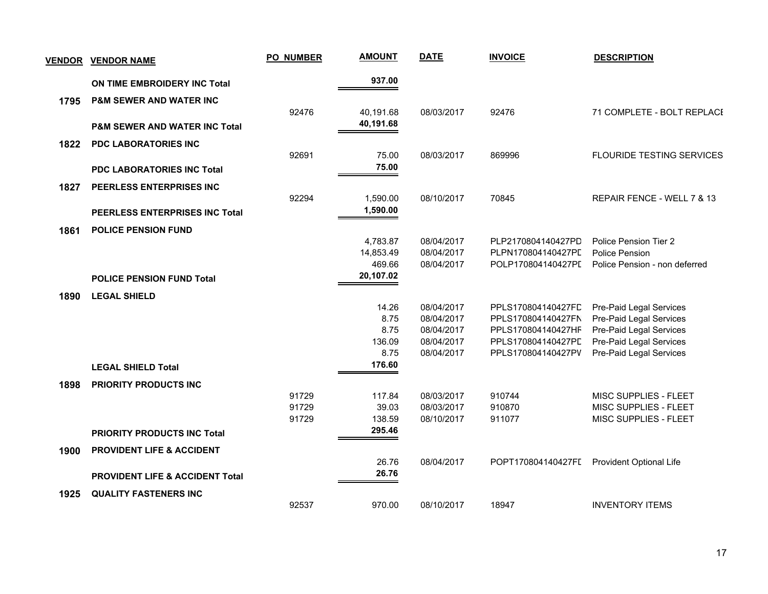| VENDOR | VENDOR NAME | PO NUMBER | AMOUNT | DATE | INVOICE | DESCRIPTION |
|---|---|---|---|---|---|---|
| | **ON TIME EMBROIDERY INC Total** | | **937.00** | | | |
| **1795** | **P&M SEWER AND WATER INC** | | | | | |
| | | 92476 | 40,191.68 | 08/03/2017 | 92476 | 71 COMPLETE - BOLT REPLACE |
| | **P&M SEWER AND WATER INC Total** | | **40,191.68** | | | |
| **1822** | **PDC LABORATORIES INC** | | | | | |
| | | 92691 | 75.00 | 08/03/2017 | 869996 | FLOURIDE TESTING SERVICES |
| | **PDC LABORATORIES INC Total** | | **75.00** | | | |
| **1827** | **PEERLESS ENTERPRISES INC** | | | | | |
| | | 92294 | 1,590.00 | 08/10/2017 | 70845 | REPAIR FENCE - WELL 7 & 13 |
| | **PEERLESS ENTERPRISES INC Total** | | **1,590.00** | | | |
| **1861** | **POLICE PENSION FUND** | | | | | |
| | | | 4,783.87 | 08/04/2017 | PLP2170804140427PD | Police Pension Tier 2 |
| | | | 14,853.49 | 08/04/2017 | PLPN170804140427PD | Police Pension |
| | | | 469.66 | 08/04/2017 | POLP170804140427PD | Police Pension - non deferred |
| | **POLICE PENSION FUND Total** | | **20,107.02** | | | |
| **1890** | **LEGAL SHIELD** | | | | | |
| | | | 14.26 | 08/04/2017 | PPLS170804140427FD | Pre-Paid Legal Services |
| | | | 8.75 | 08/04/2017 | PPLS170804140427FN | Pre-Paid Legal Services |
| | | | 8.75 | 08/04/2017 | PPLS170804140427HF | Pre-Paid Legal Services |
| | | | 136.09 | 08/04/2017 | PPLS170804140427PD | Pre-Paid Legal Services |
| | | | 8.75 | 08/04/2017 | PPLS170804140427PV | Pre-Paid Legal Services |
| | **LEGAL SHIELD Total** | | **176.60** | | | |
| **1898** | **PRIORITY PRODUCTS INC** | | | | | |
| | | 91729 | 117.84 | 08/03/2017 | 910744 | MISC SUPPLIES - FLEET |
| | | 91729 | 39.03 | 08/03/2017 | 910870 | MISC SUPPLIES - FLEET |
| | | 91729 | 138.59 | 08/10/2017 | 911077 | MISC SUPPLIES - FLEET |
| | **PRIORITY PRODUCTS INC Total** | | **295.46** | | | |
| **1900** | **PROVIDENT LIFE & ACCIDENT** | | | | | |
| | | | 26.76 | 08/04/2017 | POPT170804140427FD | Provident Optional Life |
| | **PROVIDENT LIFE & ACCIDENT Total** | | **26.76** | | | |
| **1925** | **QUALITY FASTENERS INC** | | | | | |
| | | 92537 | 970.00 | 08/10/2017 | 18947 | INVENTORY ITEMS |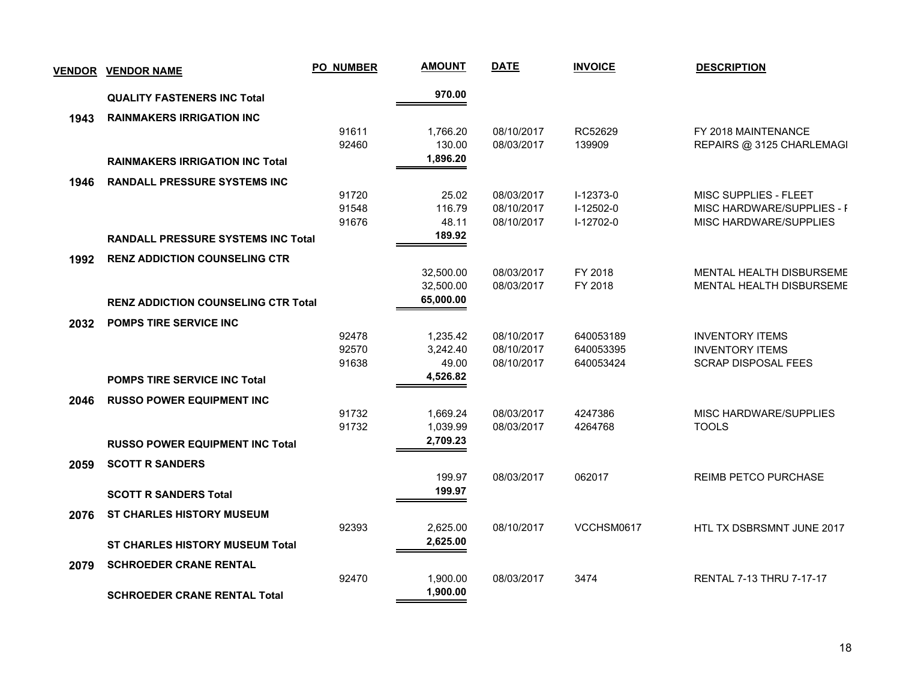| VENDOR | VENDOR NAME | PO NUMBER | AMOUNT | DATE | INVOICE | DESCRIPTION |
|---|---|---|---|---|---|---|
| | **QUALITY FASTENERS INC Total** | | **970.00** | | | |
| **1943** | **RAINMAKERS IRRIGATION INC** | | | | | |
| | | 91611 | 1,766.20 | 08/10/2017 | RC52629 | FY 2018 MAINTENANCE |
| | | 92460 | 130.00 | 08/03/2017 | 139909 | REPAIRS @ 3125 CHARLEMAGI |
| | **RAINMAKERS IRRIGATION INC Total** | | **1,896.20** | | | |
| **1946** | **RANDALL PRESSURE SYSTEMS INC** | | | | | |
| | | 91720 | 25.02 | 08/03/2017 | I-12373-0 | MISC SUPPLIES - FLEET |
| | | 91548 | 116.79 | 08/10/2017 | I-12502-0 | MISC HARDWARE/SUPPLIES - I |
| | | 91676 | 48.11 | 08/10/2017 | I-12702-0 | MISC HARDWARE/SUPPLIES |
| | **RANDALL PRESSURE SYSTEMS INC Total** | | **189.92** | | | |
| **1992** | **RENZ ADDICTION COUNSELING CTR** | | | | | |
| | | | 32,500.00 | 08/03/2017 | FY 2018 | MENTAL HEALTH DISBURSEME |
| | | | 32,500.00 | 08/03/2017 | FY 2018 | MENTAL HEALTH DISBURSEME |
| | **RENZ ADDICTION COUNSELING CTR Total** | | **65,000.00** | | | |
| **2032** | **POMPS TIRE SERVICE INC** | | | | | |
| | | 92478 | 1,235.42 | 08/10/2017 | 640053189 | INVENTORY ITEMS |
| | | 92570 | 3,242.40 | 08/10/2017 | 640053395 | INVENTORY ITEMS |
| | | 91638 | 49.00 | 08/10/2017 | 640053424 | SCRAP DISPOSAL FEES |
| | **POMPS TIRE SERVICE INC Total** | | **4,526.82** | | | |
| **2046** | **RUSSO POWER EQUIPMENT INC** | | | | | |
| | | 91732 | 1,669.24 | 08/03/2017 | 4247386 | MISC HARDWARE/SUPPLIES |
| | | 91732 | 1,039.99 | 08/03/2017 | 4264768 | TOOLS |
| | **RUSSO POWER EQUIPMENT INC Total** | | **2,709.23** | | | |
| **2059** | **SCOTT R SANDERS** | | | | | |
| | | | 199.97 | 08/03/2017 | 062017 | REIMB PETCO PURCHASE |
| | **SCOTT R SANDERS Total** | | **199.97** | | | |
| **2076** | **ST CHARLES HISTORY MUSEUM** | | | | | |
| | | 92393 | 2,625.00 | 08/10/2017 | VCCHSM0617 | HTL TX DSBRSMNT JUNE 2017 |
| | **ST CHARLES HISTORY MUSEUM Total** | | **2,625.00** | | | |
| **2079** | **SCHROEDER CRANE RENTAL** | | | | | |
| | | 92470 | 1,900.00 | 08/03/2017 | 3474 | RENTAL 7-13 THRU 7-17-17 |
| | **SCHROEDER CRANE RENTAL Total** | | **1,900.00** | | | |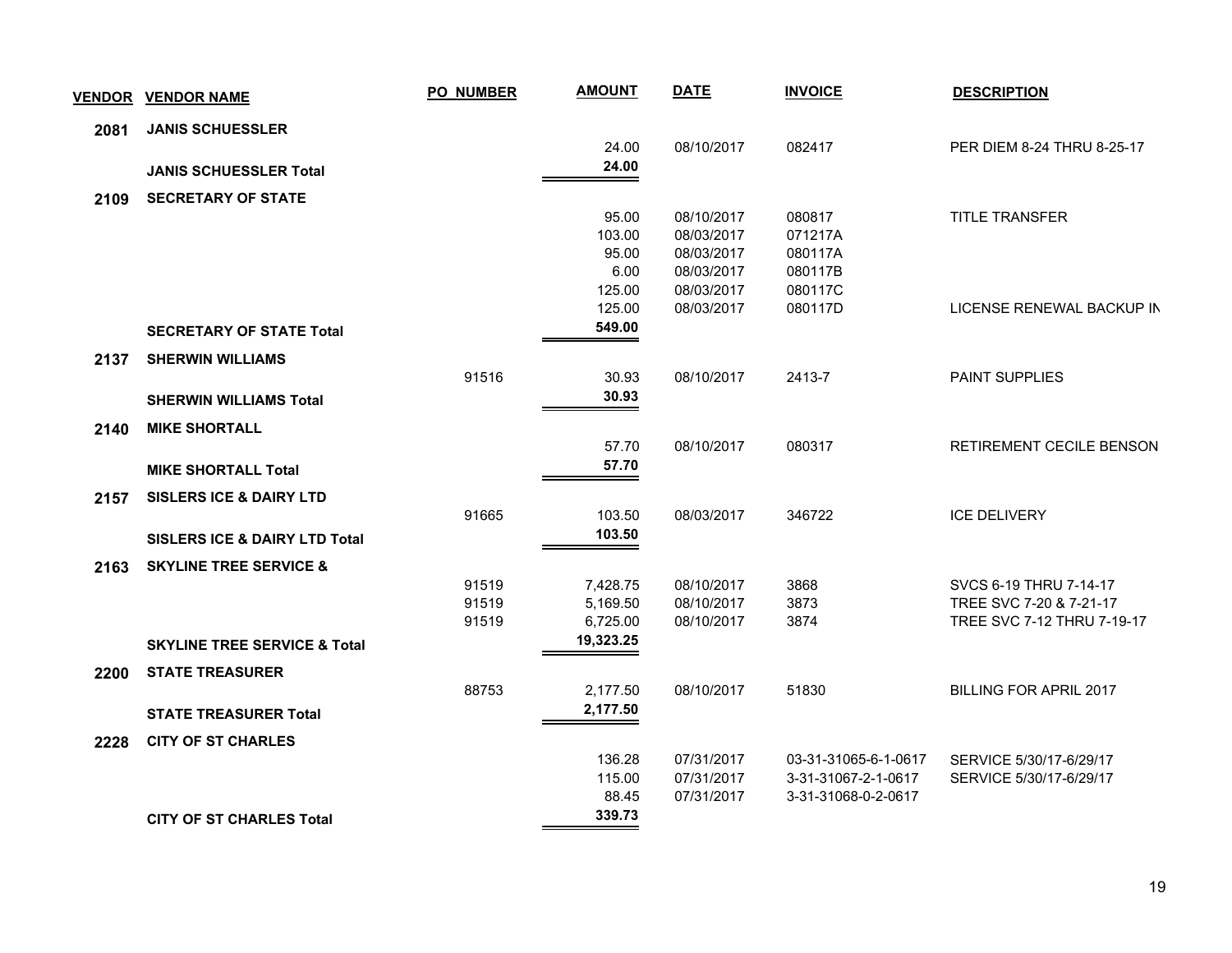| VENDOR | VENDOR NAME | PO_NUMBER | AMOUNT | DATE | INVOICE | DESCRIPTION |
|---|---|---|---|---|---|---|
| 2081 | JANIS SCHUESSLER | | | | | |
| | | | 24.00 | 08/10/2017 | 082417 | PER DIEM 8-24 THRU 8-25-17 |
| | JANIS SCHUESSLER Total | | 24.00 | | | |
| 2109 | SECRETARY OF STATE | | | | | |
| | | | 95.00 | 08/10/2017 | 080817 | TITLE TRANSFER |
| | | | 103.00 | 08/03/2017 | 071217A | |
| | | | 95.00 | 08/03/2017 | 080117A | |
| | | | 6.00 | 08/03/2017 | 080117B | |
| | | | 125.00 | 08/03/2017 | 080117C | |
| | | | 125.00 | 08/03/2017 | 080117D | LICENSE RENEWAL BACKUP IN |
| | SECRETARY OF STATE Total | | 549.00 | | | |
| 2137 | SHERWIN WILLIAMS | | | | | |
| | | 91516 | 30.93 | 08/10/2017 | 2413-7 | PAINT SUPPLIES |
| | SHERWIN WILLIAMS Total | | 30.93 | | | |
| 2140 | MIKE SHORTALL | | | | | |
| | | | 57.70 | 08/10/2017 | 080317 | RETIREMENT CECILE BENSON |
| | MIKE SHORTALL Total | | 57.70 | | | |
| 2157 | SISLERS ICE & DAIRY LTD | | | | | |
| | | 91665 | 103.50 | 08/03/2017 | 346722 | ICE DELIVERY |
| | SISLERS ICE & DAIRY LTD Total | | 103.50 | | | |
| 2163 | SKYLINE TREE SERVICE & | | | | | |
| | | 91519 | 7,428.75 | 08/10/2017 | 3868 | SVCS 6-19 THRU 7-14-17 |
| | | 91519 | 5,169.50 | 08/10/2017 | 3873 | TREE SVC 7-20 & 7-21-17 |
| | | 91519 | 6,725.00 | 08/10/2017 | 3874 | TREE SVC 7-12 THRU 7-19-17 |
| | SKYLINE TREE SERVICE & Total | | 19,323.25 | | | |
| 2200 | STATE TREASURER | | | | | |
| | | 88753 | 2,177.50 | 08/10/2017 | 51830 | BILLING FOR APRIL 2017 |
| | STATE TREASURER Total | | 2,177.50 | | | |
| 2228 | CITY OF ST CHARLES | | | | | |
| | | | 136.28 | 07/31/2017 | 03-31-31065-6-1-0617 | SERVICE 5/30/17-6/29/17 |
| | | | 115.00 | 07/31/2017 | 3-31-31067-2-1-0617 | SERVICE 5/30/17-6/29/17 |
| | | | 88.45 | 07/31/2017 | 3-31-31068-0-2-0617 | |
| | CITY OF ST CHARLES Total | | 339.73 | | | |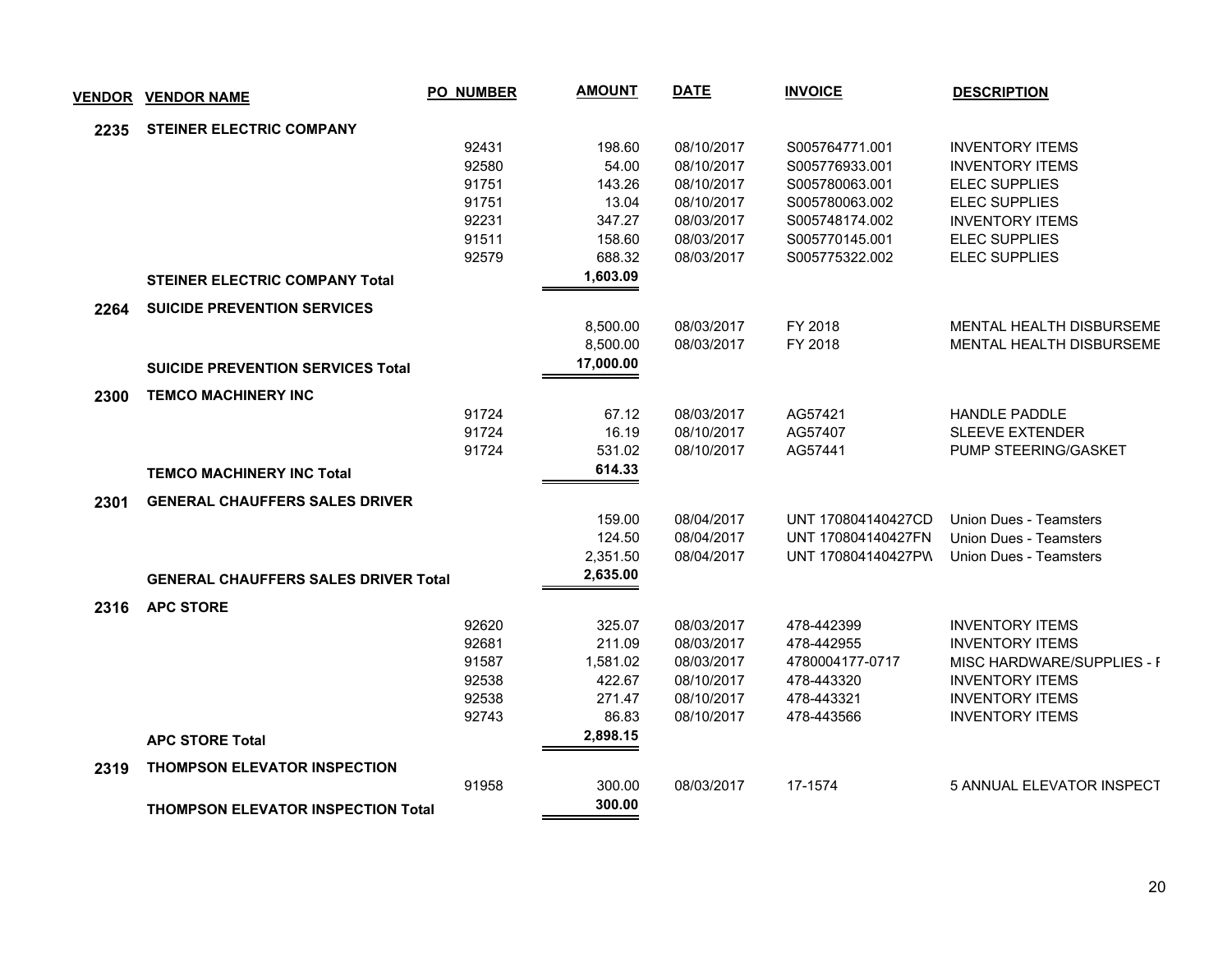| VENDOR | VENDOR NAME | PO_NUMBER | AMOUNT | DATE | INVOICE | DESCRIPTION |
|---|---|---|---|---|---|---|
| 2235 | STEINER ELECTRIC COMPANY | | | | | |
| | | 92431 | 198.60 | 08/10/2017 | S005764771.001 | INVENTORY ITEMS |
| | | 92580 | 54.00 | 08/10/2017 | S005776933.001 | INVENTORY ITEMS |
| | | 91751 | 143.26 | 08/10/2017 | S005780063.001 | ELEC SUPPLIES |
| | | 91751 | 13.04 | 08/10/2017 | S005780063.002 | ELEC SUPPLIES |
| | | 92231 | 347.27 | 08/03/2017 | S005748174.002 | INVENTORY ITEMS |
| | | 91511 | 158.60 | 08/03/2017 | S005770145.001 | ELEC SUPPLIES |
| | | 92579 | 688.32 | 08/03/2017 | S005775322.002 | ELEC SUPPLIES |
| | **STEINER ELECTRIC COMPANY Total** | | **1,603.09** | | | |
| 2264 | SUICIDE PREVENTION SERVICES | | | | | |
| | | | 8,500.00 | 08/03/2017 | FY 2018 | MENTAL HEALTH DISBURSEME |
| | | | 8,500.00 | 08/03/2017 | FY 2018 | MENTAL HEALTH DISBURSEME |
| | **SUICIDE PREVENTION SERVICES Total** | | **17,000.00** | | | |
| 2300 | TEMCO MACHINERY INC | | | | | |
| | | 91724 | 67.12 | 08/03/2017 | AG57421 | HANDLE PADDLE |
| | | 91724 | 16.19 | 08/10/2017 | AG57407 | SLEEVE EXTENDER |
| | | 91724 | 531.02 | 08/10/2017 | AG57441 | PUMP STEERING/GASKET |
| | **TEMCO MACHINERY INC Total** | | **614.33** | | | |
| 2301 | GENERAL CHAUFFERS SALES DRIVER | | | | | |
| | | | 159.00 | 08/04/2017 | UNT 170804140427CD | Union Dues - Teamsters |
| | | | 124.50 | 08/04/2017 | UNT 170804140427FN | Union Dues - Teamsters |
| | | | 2,351.50 | 08/04/2017 | UNT 170804140427PW | Union Dues - Teamsters |
| | **GENERAL CHAUFFERS SALES DRIVER Total** | | **2,635.00** | | | |
| 2316 | APC STORE | | | | | |
| | | 92620 | 325.07 | 08/03/2017 | 478-442399 | INVENTORY ITEMS |
| | | 92681 | 211.09 | 08/03/2017 | 478-442955 | INVENTORY ITEMS |
| | | 91587 | 1,581.02 | 08/03/2017 | 4780004177-0717 | MISC HARDWARE/SUPPLIES - F |
| | | 92538 | 422.67 | 08/10/2017 | 478-443320 | INVENTORY ITEMS |
| | | 92538 | 271.47 | 08/10/2017 | 478-443321 | INVENTORY ITEMS |
| | | 92743 | 86.83 | 08/10/2017 | 478-443566 | INVENTORY ITEMS |
| | **APC STORE Total** | | **2,898.15** | | | |
| 2319 | THOMPSON ELEVATOR INSPECTION | | | | | |
| | | 91958 | 300.00 | 08/03/2017 | 17-1574 | 5 ANNUAL ELEVATOR INSPECT |
| | **THOMPSON ELEVATOR INSPECTION Total** | | **300.00** | | | |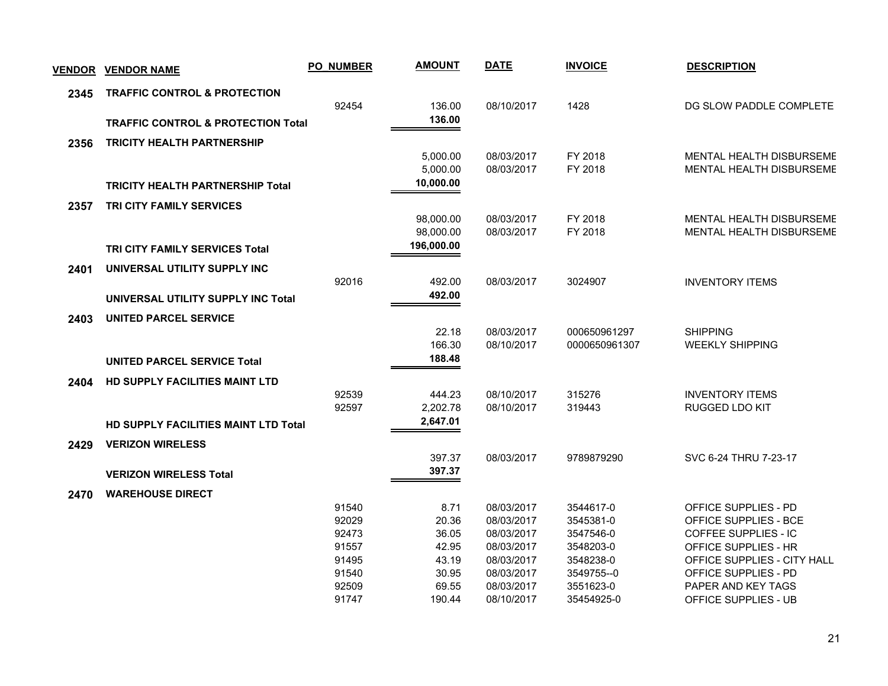| VENDOR | VENDOR NAME | PO_NUMBER | AMOUNT | DATE | INVOICE | DESCRIPTION |
|---|---|---|---|---|---|---|
| 2345 | TRAFFIC CONTROL & PROTECTION | | | | | |
| | | 92454 | 136.00 | 08/10/2017 | 1428 | DG SLOW PADDLE COMPLETE |
| | **TRAFFIC CONTROL & PROTECTION Total** | | **136.00** | | | |
| 2356 | TRICITY HEALTH PARTNERSHIP | | | | | |
| | | | 5,000.00 | 08/03/2017 | FY 2018 | MENTAL HEALTH DISBURSEME |
| | | | 5,000.00 | 08/03/2017 | FY 2018 | MENTAL HEALTH DISBURSEME |
| | **TRICITY HEALTH PARTNERSHIP Total** | | **10,000.00** | | | |
| 2357 | TRI CITY FAMILY SERVICES | | | | | |
| | | | 98,000.00 | 08/03/2017 | FY 2018 | MENTAL HEALTH DISBURSEME |
| | | | 98,000.00 | 08/03/2017 | FY 2018 | MENTAL HEALTH DISBURSEME |
| | **TRI CITY FAMILY SERVICES Total** | | **196,000.00** | | | |
| 2401 | UNIVERSAL UTILITY SUPPLY INC | | | | | |
| | | 92016 | 492.00 | 08/03/2017 | 3024907 | INVENTORY ITEMS |
| | **UNIVERSAL UTILITY SUPPLY INC Total** | | **492.00** | | | |
| 2403 | UNITED PARCEL SERVICE | | | | | |
| | | | 22.18 | 08/03/2017 | 000650961297 | SHIPPING |
| | | | 166.30 | 08/10/2017 | 0000650961307 | WEEKLY SHIPPING |
| | **UNITED PARCEL SERVICE Total** | | **188.48** | | | |
| 2404 | HD SUPPLY FACILITIES MAINT LTD | | | | | |
| | | 92539 | 444.23 | 08/10/2017 | 315276 | INVENTORY ITEMS |
| | | 92597 | 2,202.78 | 08/10/2017 | 319443 | RUGGED LDO KIT |
| | **HD SUPPLY FACILITIES MAINT LTD Total** | | **2,647.01** | | | |
| 2429 | VERIZON WIRELESS | | | | | |
| | | | 397.37 | 08/03/2017 | 9789879290 | SVC 6-24 THRU 7-23-17 |
| | **VERIZON WIRELESS Total** | | **397.37** | | | |
| 2470 | WAREHOUSE DIRECT | | | | | |
| | | 91540 | 8.71 | 08/03/2017 | 3544617-0 | OFFICE SUPPLIES - PD |
| | | 92029 | 20.36 | 08/03/2017 | 3545381-0 | OFFICE SUPPLIES - BCE |
| | | 92473 | 36.05 | 08/03/2017 | 3547546-0 | COFFEE SUPPLIES - IC |
| | | 91557 | 42.95 | 08/03/2017 | 3548203-0 | OFFICE SUPPLIES - HR |
| | | 91495 | 43.19 | 08/03/2017 | 3548238-0 | OFFICE SUPPLIES - CITY HALL |
| | | 91540 | 30.95 | 08/03/2017 | 3549755--0 | OFFICE SUPPLIES - PD |
| | | 92509 | 69.55 | 08/03/2017 | 3551623-0 | PAPER AND KEY TAGS |
| | | 91747 | 190.44 | 08/10/2017 | 35454925-0 | OFFICE SUPPLIES - UB |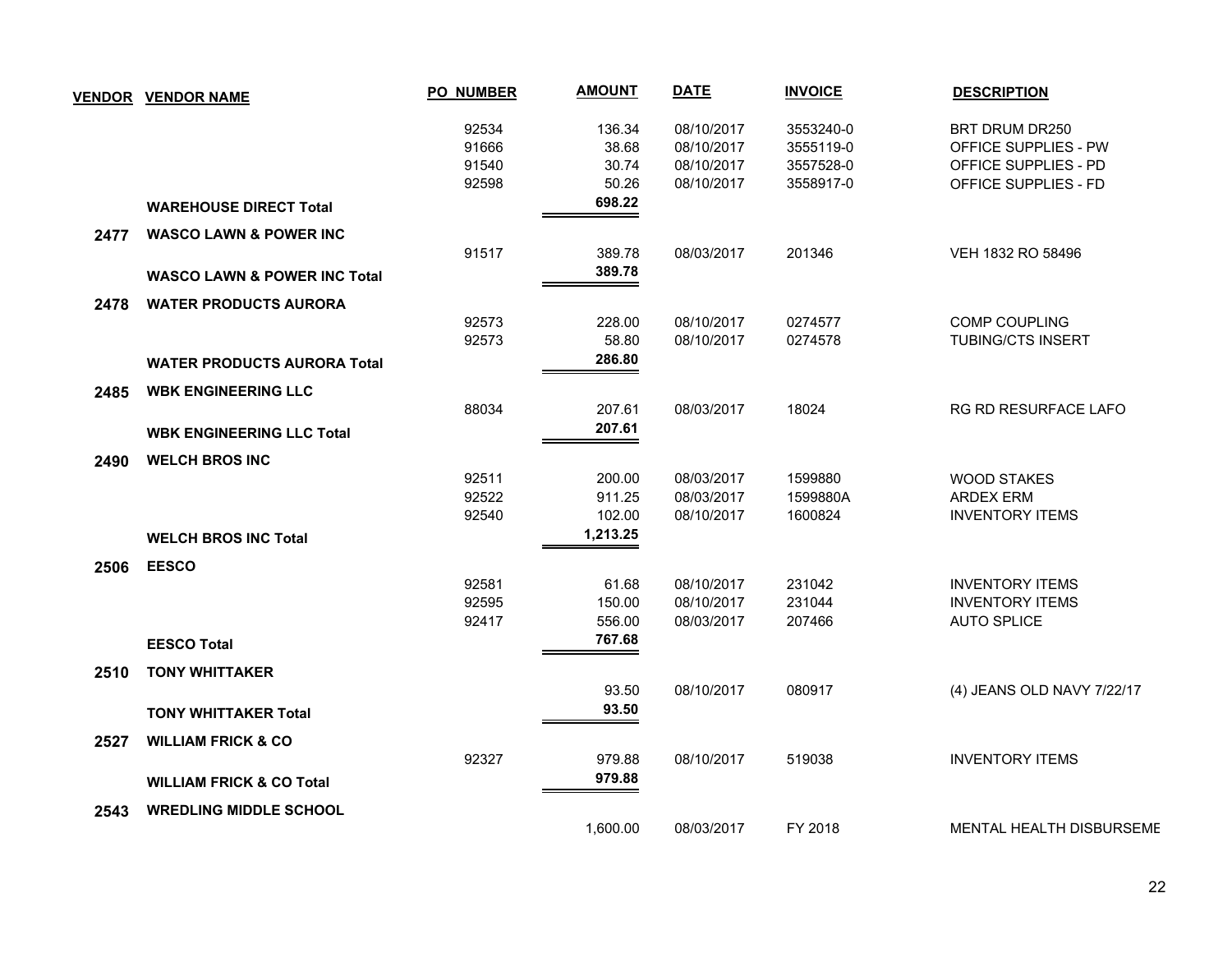| VENDOR | VENDOR NAME | PO_NUMBER | AMOUNT | DATE | INVOICE | DESCRIPTION |
|---|---|---|---|---|---|---|
| | | 92534 | 136.34 | 08/10/2017 | 3553240-0 | BRT DRUM DR250 |
| | | 91666 | 38.68 | 08/10/2017 | 3555119-0 | OFFICE SUPPLIES - PW |
| | | 91540 | 30.74 | 08/10/2017 | 3557528-0 | OFFICE SUPPLIES - PD |
| | | 92598 | 50.26 | 08/10/2017 | 3558917-0 | OFFICE SUPPLIES - FD |
| | **WAREHOUSE DIRECT Total** | | **698.22** | | | |
| **2477** | **WASCO LAWN & POWER INC** | | | | | |
| | | 91517 | 389.78 | 08/03/2017 | 201346 | VEH 1832 RO 58496 |
| | **WASCO LAWN & POWER INC Total** | | **389.78** | | | |
| **2478** | **WATER PRODUCTS AURORA** | | | | | |
| | | 92573 | 228.00 | 08/10/2017 | 0274577 | COMP COUPLING |
| | | 92573 | 58.80 | 08/10/2017 | 0274578 | TUBING/CTS INSERT |
| | **WATER PRODUCTS AURORA Total** | | **286.80** | | | |
| **2485** | **WBK ENGINEERING LLC** | | | | | |
| | | 88034 | 207.61 | 08/03/2017 | 18024 | RG RD RESURFACE LAFO |
| | **WBK ENGINEERING LLC Total** | | **207.61** | | | |
| **2490** | **WELCH BROS INC** | | | | | |
| | | 92511 | 200.00 | 08/03/2017 | 1599880 | WOOD STAKES |
| | | 92522 | 911.25 | 08/03/2017 | 1599880A | ARDEX ERM |
| | | 92540 | 102.00 | 08/10/2017 | 1600824 | INVENTORY ITEMS |
| | **WELCH BROS INC Total** | | **1,213.25** | | | |
| **2506** | **EESCO** | | | | | |
| | | 92581 | 61.68 | 08/10/2017 | 231042 | INVENTORY ITEMS |
| | | 92595 | 150.00 | 08/10/2017 | 231044 | INVENTORY ITEMS |
| | | 92417 | 556.00 | 08/03/2017 | 207466 | AUTO SPLICE |
| | **EESCO Total** | | **767.68** | | | |
| **2510** | **TONY WHITTAKER** | | | | | |
| | | | 93.50 | 08/10/2017 | 080917 | (4) JEANS OLD NAVY 7/22/17 |
| | **TONY WHITTAKER Total** | | **93.50** | | | |
| **2527** | **WILLIAM FRICK & CO** | | | | | |
| | | 92327 | 979.88 | 08/10/2017 | 519038 | INVENTORY ITEMS |
| | **WILLIAM FRICK & CO Total** | | **979.88** | | | |
| **2543** | **WREDLING MIDDLE SCHOOL** | | | | | |
| | | | 1,600.00 | 08/03/2017 | FY 2018 | MENTAL HEALTH DISBURSEME |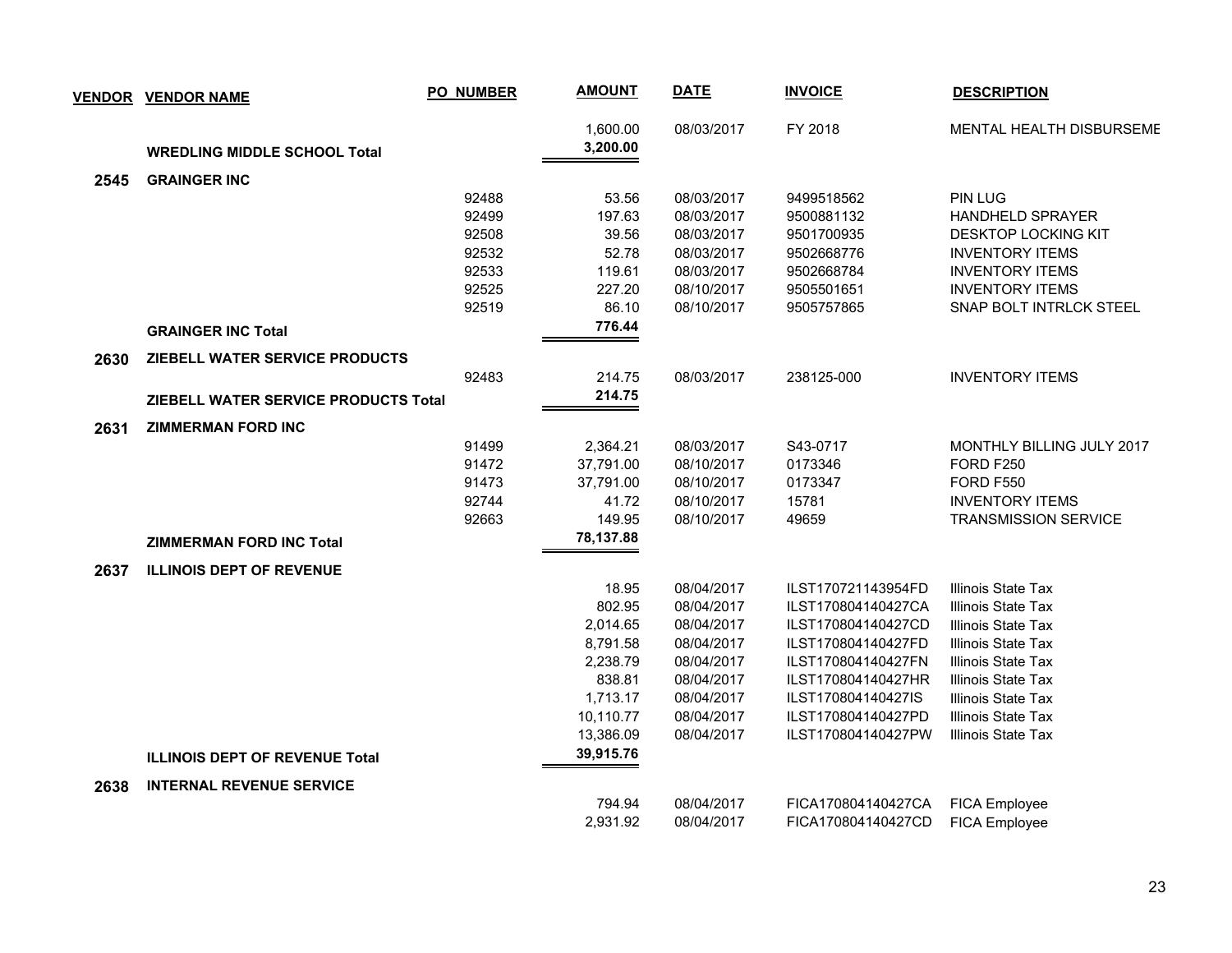| VENDOR | VENDOR NAME | PO NUMBER | AMOUNT | DATE | INVOICE | DESCRIPTION |
|---|---|---|---|---|---|---|
| | | | 1,600.00 | 08/03/2017 | FY 2018 | MENTAL HEALTH DISBURSEME |
| | **WREDLING MIDDLE SCHOOL Total** | | **3,200.00** | | | |
| **2545** | **GRAINGER INC** | | | | | |
| | | 92488 | 53.56 | 08/03/2017 | 9499518562 | PIN LUG |
| | | 92499 | 197.63 | 08/03/2017 | 9500881132 | HANDHELD SPRAYER |
| | | 92508 | 39.56 | 08/03/2017 | 9501700935 | DESKTOP LOCKING KIT |
| | | 92532 | 52.78 | 08/03/2017 | 9502668776 | INVENTORY ITEMS |
| | | 92533 | 119.61 | 08/03/2017 | 9502668784 | INVENTORY ITEMS |
| | | 92525 | 227.20 | 08/10/2017 | 9505501651 | INVENTORY ITEMS |
| | | 92519 | 86.10 | 08/10/2017 | 9505757865 | SNAP BOLT INTRLCK STEEL |
| | **GRAINGER INC Total** | | **776.44** | | | |
| **2630** | **ZIEBELL WATER SERVICE PRODUCTS** | | | | | |
| | | 92483 | 214.75 | 08/03/2017 | 238125-000 | INVENTORY ITEMS |
| | **ZIEBELL WATER SERVICE PRODUCTS Total** | | **214.75** | | | |
| **2631** | **ZIMMERMAN FORD INC** | | | | | |
| | | 91499 | 2,364.21 | 08/03/2017 | S43-0717 | MONTHLY BILLING JULY 2017 |
| | | 91472 | 37,791.00 | 08/10/2017 | 0173346 | FORD F250 |
| | | 91473 | 37,791.00 | 08/10/2017 | 0173347 | FORD F550 |
| | | 92744 | 41.72 | 08/10/2017 | 15781 | INVENTORY ITEMS |
| | | 92663 | 149.95 | 08/10/2017 | 49659 | TRANSMISSION SERVICE |
| | **ZIMMERMAN FORD INC Total** | | **78,137.88** | | | |
| **2637** | **ILLINOIS DEPT OF REVENUE** | | | | | |
| | | | 18.95 | 08/04/2017 | ILST170721143954FD | Illinois State Tax |
| | | | 802.95 | 08/04/2017 | ILST170804140427CA | Illinois State Tax |
| | | | 2,014.65 | 08/04/2017 | ILST170804140427CD | Illinois State Tax |
| | | | 8,791.58 | 08/04/2017 | ILST170804140427FD | Illinois State Tax |
| | | | 2,238.79 | 08/04/2017 | ILST170804140427FN | Illinois State Tax |
| | | | 838.81 | 08/04/2017 | ILST170804140427HR | Illinois State Tax |
| | | | 1,713.17 | 08/04/2017 | ILST170804140427IS | Illinois State Tax |
| | | | 10,110.77 | 08/04/2017 | ILST170804140427PD | Illinois State Tax |
| | | | 13,386.09 | 08/04/2017 | ILST170804140427PW | Illinois State Tax |
| | **ILLINOIS DEPT OF REVENUE Total** | | **39,915.76** | | | |
| **2638** | **INTERNAL REVENUE SERVICE** | | | | | |
| | | | 794.94 | 08/04/2017 | FICA170804140427CA | FICA Employee |
| | | | 2,931.92 | 08/04/2017 | FICA170804140427CD | FICA Employee |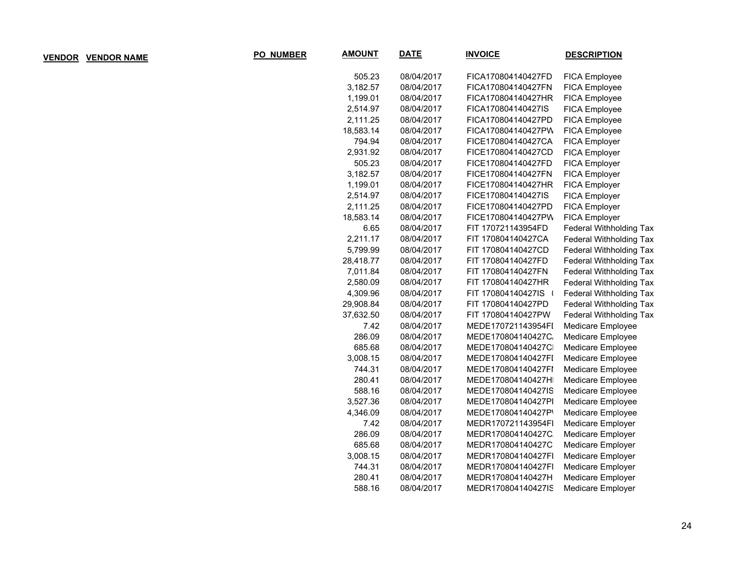| VENDOR | VENDOR NAME | PO_NUMBER | AMOUNT | DATE | INVOICE | DESCRIPTION |
|---|---|---|---|---|---|---|
| | | | 505.23 | 08/04/2017 | FICA170804140427FD | FICA Employee |
| | | | 3,182.57 | 08/04/2017 | FICA170804140427FN | FICA Employee |
| | | | 1,199.01 | 08/04/2017 | FICA170804140427HR | FICA Employee |
| | | | 2,514.97 | 08/04/2017 | FICA170804140427IS | FICA Employee |
| | | | 2,111.25 | 08/04/2017 | FICA170804140427PD | FICA Employee |
| | | | 18,583.14 | 08/04/2017 | FICA170804140427PW | FICA Employee |
| | | | 794.94 | 08/04/2017 | FICE170804140427CA | FICA Employer |
| | | | 2,931.92 | 08/04/2017 | FICE170804140427CD | FICA Employer |
| | | | 505.23 | 08/04/2017 | FICE170804140427FD | FICA Employer |
| | | | 3,182.57 | 08/04/2017 | FICE170804140427FN | FICA Employer |
| | | | 1,199.01 | 08/04/2017 | FICE170804140427HR | FICA Employer |
| | | | 2,514.97 | 08/04/2017 | FICE170804140427IS | FICA Employer |
| | | | 2,111.25 | 08/04/2017 | FICE170804140427PD | FICA Employer |
| | | | 18,583.14 | 08/04/2017 | FICE170804140427PW | FICA Employer |
| | | | 6.65 | 08/04/2017 | FIT 170721143954FD | Federal Withholding Tax |
| | | | 2,211.17 | 08/04/2017 | FIT 170804140427CA | Federal Withholding Tax |
| | | | 5,799.99 | 08/04/2017 | FIT 170804140427CD | Federal Withholding Tax |
| | | | 28,418.77 | 08/04/2017 | FIT 170804140427FD | Federal Withholding Tax |
| | | | 7,011.84 | 08/04/2017 | FIT 170804140427FN | Federal Withholding Tax |
| | | | 2,580.09 | 08/04/2017 | FIT 170804140427HR | Federal Withholding Tax |
| | | | 4,309.96 | 08/04/2017 | FIT 170804140427IS ( | Federal Withholding Tax |
| | | | 29,908.84 | 08/04/2017 | FIT 170804140427PD | Federal Withholding Tax |
| | | | 37,632.50 | 08/04/2017 | FIT 170804140427PW | Federal Withholding Tax |
| | | | 7.42 | 08/04/2017 | MEDE170721143954FI | Medicare Employee |
| | | | 286.09 | 08/04/2017 | MEDE170804140427C | Medicare Employee |
| | | | 685.68 | 08/04/2017 | MEDE170804140427CI | Medicare Employee |
| | | | 3,008.15 | 08/04/2017 | MEDE170804140427FI | Medicare Employee |
| | | | 744.31 | 08/04/2017 | MEDE170804140427FI | Medicare Employee |
| | | | 280.41 | 08/04/2017 | MEDE170804140427HI | Medicare Employee |
| | | | 588.16 | 08/04/2017 | MEDE170804140427IS | Medicare Employee |
| | | | 3,527.36 | 08/04/2017 | MEDE170804140427PI | Medicare Employee |
| | | | 4,346.09 | 08/04/2017 | MEDE170804140427P | Medicare Employee |
| | | | 7.42 | 08/04/2017 | MEDR170721143954FI | Medicare Employer |
| | | | 286.09 | 08/04/2017 | MEDR170804140427C | Medicare Employer |
| | | | 685.68 | 08/04/2017 | MEDR170804140427C | Medicare Employer |
| | | | 3,008.15 | 08/04/2017 | MEDR170804140427FI | Medicare Employer |
| | | | 744.31 | 08/04/2017 | MEDR170804140427FI | Medicare Employer |
| | | | 280.41 | 08/04/2017 | MEDR170804140427H | Medicare Employer |
| | | | 588.16 | 08/04/2017 | MEDR170804140427IS | Medicare Employer |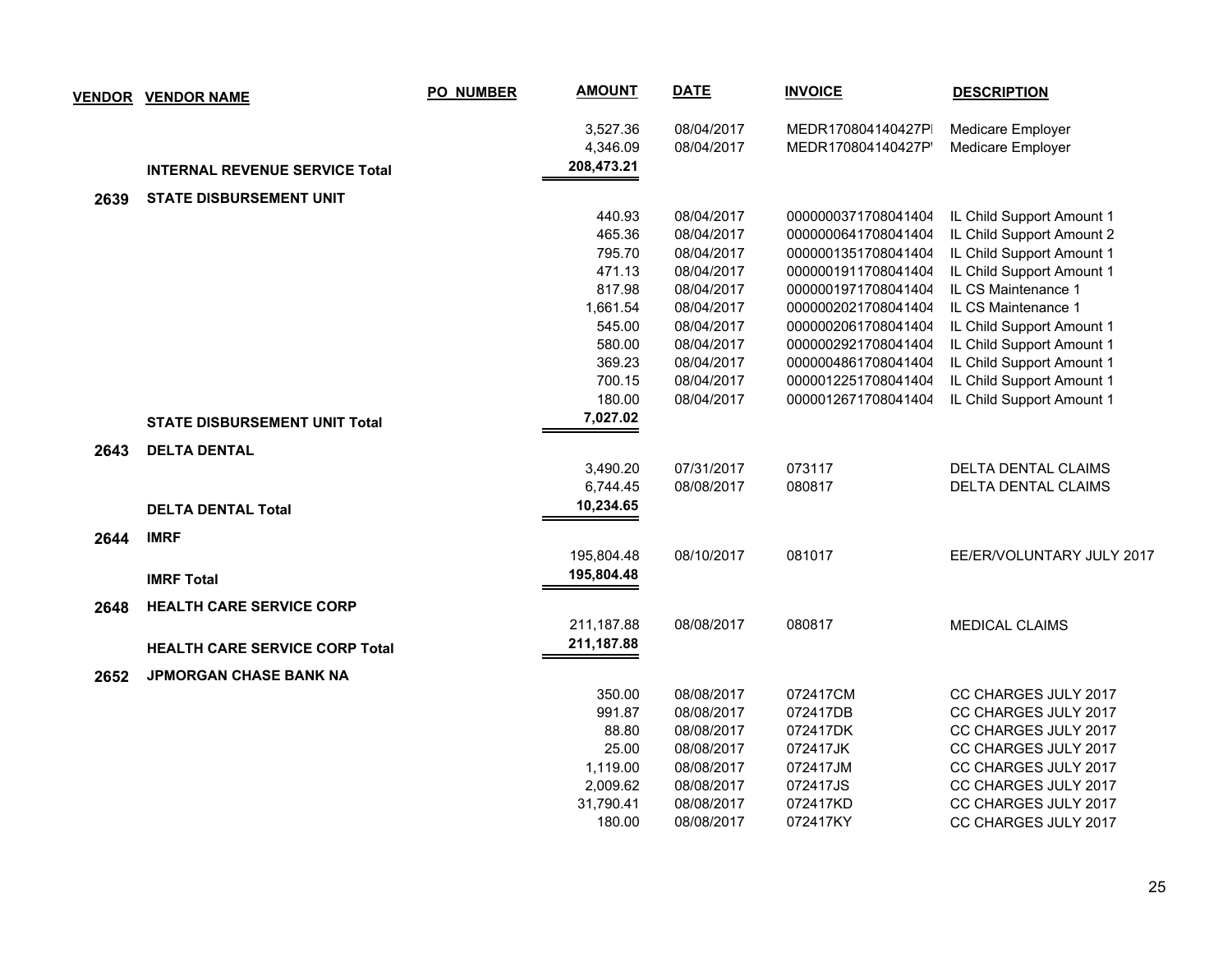| VENDOR | VENDOR NAME | PO_NUMBER | AMOUNT | DATE | INVOICE | DESCRIPTION |
|---|---|---|---|---|---|---|
| | | | 3,527.36 | 08/04/2017 | MEDR170804140427PI | Medicare Employer |
| | | | 4,346.09 | 08/04/2017 | MEDR170804140427P' | Medicare Employer |
| | **INTERNAL REVENUE SERVICE Total** | | **208,473.21** | | | |
| **2639** | **STATE DISBURSEMENT UNIT** | | | | | |
| | | | 440.93 | 08/04/2017 | 0000000371708041404 | IL Child Support Amount 1 |
| | | | 465.36 | 08/04/2017 | 0000000641708041404 | IL Child Support Amount 2 |
| | | | 795.70 | 08/04/2017 | 0000001351708041404 | IL Child Support Amount 1 |
| | | | 471.13 | 08/04/2017 | 0000001911708041404 | IL Child Support Amount 1 |
| | | | 817.98 | 08/04/2017 | 0000001971708041404 | IL CS Maintenance 1 |
| | | | 1,661.54 | 08/04/2017 | 0000002021708041404 | IL CS Maintenance 1 |
| | | | 545.00 | 08/04/2017 | 0000002061708041404 | IL Child Support Amount 1 |
| | | | 580.00 | 08/04/2017 | 0000002921708041404 | IL Child Support Amount 1 |
| | | | 369.23 | 08/04/2017 | 0000004861708041404 | IL Child Support Amount 1 |
| | | | 700.15 | 08/04/2017 | 0000012251708041404 | IL Child Support Amount 1 |
| | | | 180.00 | 08/04/2017 | 0000012671708041404 | IL Child Support Amount 1 |
| | **STATE DISBURSEMENT UNIT Total** | | **7,027.02** | | | |
| **2643** | **DELTA DENTAL** | | | | | |
| | | | 3,490.20 | 07/31/2017 | 073117 | DELTA DENTAL CLAIMS |
| | | | 6,744.45 | 08/08/2017 | 080817 | DELTA DENTAL CLAIMS |
| | **DELTA DENTAL Total** | | **10,234.65** | | | |
| **2644** | **IMRF** | | | | | |
| | | | 195,804.48 | 08/10/2017 | 081017 | EE/ER/VOLUNTARY JULY 2017 |
| | **IMRF Total** | | **195,804.48** | | | |
| **2648** | **HEALTH CARE SERVICE CORP** | | | | | |
| | | | 211,187.88 | 08/08/2017 | 080817 | MEDICAL CLAIMS |
| | **HEALTH CARE SERVICE CORP Total** | | **211,187.88** | | | |
| **2652** | **JPMORGAN CHASE BANK NA** | | | | | |
| | | | 350.00 | 08/08/2017 | 072417CM | CC CHARGES JULY 2017 |
| | | | 991.87 | 08/08/2017 | 072417DB | CC CHARGES JULY 2017 |
| | | | 88.80 | 08/08/2017 | 072417DK | CC CHARGES JULY 2017 |
| | | | 25.00 | 08/08/2017 | 072417JK | CC CHARGES JULY 2017 |
| | | | 1,119.00 | 08/08/2017 | 072417JM | CC CHARGES JULY 2017 |
| | | | 2,009.62 | 08/08/2017 | 072417JS | CC CHARGES JULY 2017 |
| | | | 31,790.41 | 08/08/2017 | 072417KD | CC CHARGES JULY 2017 |
| | | | 180.00 | 08/08/2017 | 072417KY | CC CHARGES JULY 2017 |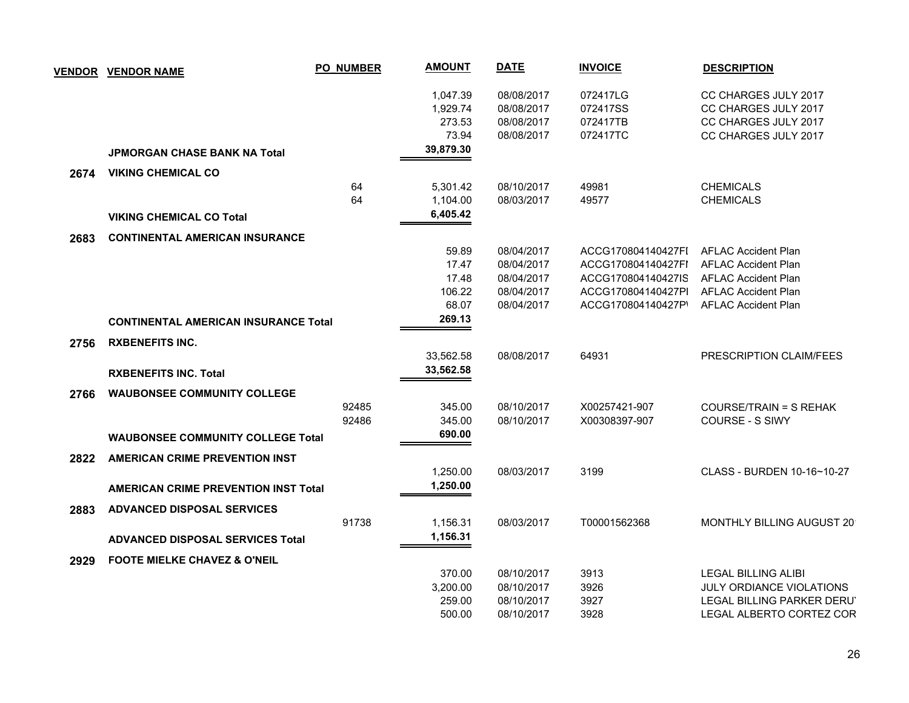| VENDOR | VENDOR NAME | PO NUMBER | AMOUNT | DATE | INVOICE | DESCRIPTION |
|---|---|---|---|---|---|---|
| | | | 1,047.39 | 08/08/2017 | 072417LG | CC CHARGES JULY 2017 |
| | | | 1,929.74 | 08/08/2017 | 072417SS | CC CHARGES JULY 2017 |
| | | | 273.53 | 08/08/2017 | 072417TB | CC CHARGES JULY 2017 |
| | | | 73.94 | 08/08/2017 | 072417TC | CC CHARGES JULY 2017 |
| | **JPMORGAN CHASE BANK NA Total** | | **39,879.30** | | | |
| **2674** | **VIKING CHEMICAL CO** | | | | | |
| | | 64 | 5,301.42 | 08/10/2017 | 49981 | CHEMICALS |
| | | 64 | 1,104.00 | 08/03/2017 | 49577 | CHEMICALS |
| | **VIKING CHEMICAL CO Total** | | **6,405.42** | | | |
| **2683** | **CONTINENTAL AMERICAN INSURANCE** | | | | | |
| | | | 59.89 | 08/04/2017 | ACCG170804140427FI | AFLAC Accident Plan |
| | | | 17.47 | 08/04/2017 | ACCG170804140427FI | AFLAC Accident Plan |
| | | | 17.48 | 08/04/2017 | ACCG170804140427IS | AFLAC Accident Plan |
| | | | 106.22 | 08/04/2017 | ACCG170804140427PI | AFLAC Accident Plan |
| | | | 68.07 | 08/04/2017 | ACCG170804140427PI | AFLAC Accident Plan |
| | **CONTINENTAL AMERICAN INSURANCE Total** | | **269.13** | | | |
| **2756** | **RXBENEFITS INC.** | | | | | |
| | | | 33,562.58 | 08/08/2017 | 64931 | PRESCRIPTION CLAIM/FEES |
| | **RXBENEFITS INC. Total** | | **33,562.58** | | | |
| **2766** | **WAUBONSEE COMMUNITY COLLEGE** | | | | | |
| | | 92485 | 345.00 | 08/10/2017 | X00257421-907 | COURSE/TRAIN = S REHAK |
| | | 92486 | 345.00 | 08/10/2017 | X00308397-907 | COURSE - S SIWY |
| | **WAUBONSEE COMMUNITY COLLEGE Total** | | **690.00** | | | |
| **2822** | **AMERICAN CRIME PREVENTION INST** | | | | | |
| | | | 1,250.00 | 08/03/2017 | 3199 | CLASS - BURDEN 10-16~10-27 |
| | **AMERICAN CRIME PREVENTION INST Total** | | **1,250.00** | | | |
| **2883** | **ADVANCED DISPOSAL SERVICES** | | | | | |
| | | 91738 | 1,156.31 | 08/03/2017 | T00001562368 | MONTHLY BILLING AUGUST 20 |
| | **ADVANCED DISPOSAL SERVICES Total** | | **1,156.31** | | | |
| **2929** | **FOOTE MIELKE CHAVEZ & O'NEIL** | | | | | |
| | | | 370.00 | 08/10/2017 | 3913 | LEGAL BILLING ALIBI |
| | | | 3,200.00 | 08/10/2017 | 3926 | JULY ORDIANCE VIOLATIONS |
| | | | 259.00 | 08/10/2017 | 3927 | LEGAL BILLING PARKER DERU |
| | | | 500.00 | 08/10/2017 | 3928 | LEGAL ALBERTO CORTEZ COR |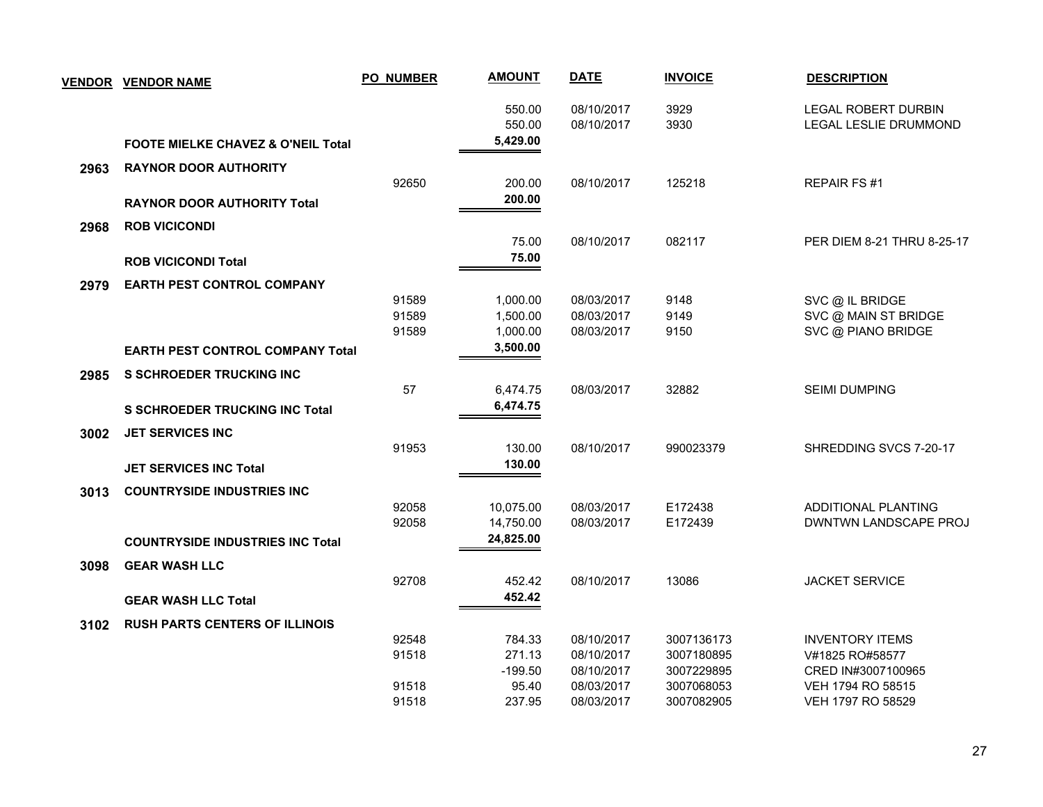| VENDOR | VENDOR NAME | PO NUMBER | AMOUNT | DATE | INVOICE | DESCRIPTION |
|---|---|---|---|---|---|---|
| | | | 550.00 | 08/10/2017 | 3929 | LEGAL ROBERT DURBIN |
| | | | 550.00 | 08/10/2017 | 3930 | LEGAL LESLIE DRUMMOND |
| | **FOOTE MIELKE CHAVEZ & O'NEIL Total** | | **5,429.00** | | | |
| **2963** | **RAYNOR DOOR AUTHORITY** | | | | | |
| | | 92650 | 200.00 | 08/10/2017 | 125218 | REPAIR FS #1 |
| | **RAYNOR DOOR AUTHORITY Total** | | **200.00** | | | |
| **2968** | **ROB VICICONDI** | | | | | |
| | | | 75.00 | 08/10/2017 | 082117 | PER DIEM 8-21 THRU 8-25-17 |
| | **ROB VICICONDI Total** | | **75.00** | | | |
| **2979** | **EARTH PEST CONTROL COMPANY** | | | | | |
| | | 91589 | 1,000.00 | 08/03/2017 | 9148 | SVC @ IL BRIDGE |
| | | 91589 | 1,500.00 | 08/03/2017 | 9149 | SVC @ MAIN ST BRIDGE |
| | | 91589 | 1,000.00 | 08/03/2017 | 9150 | SVC @ PIANO BRIDGE |
| | **EARTH PEST CONTROL COMPANY Total** | | **3,500.00** | | | |
| **2985** | **S SCHROEDER TRUCKING INC** | | | | | |
| | | 57 | 6,474.75 | 08/03/2017 | 32882 | SEIMI DUMPING |
| | **S SCHROEDER TRUCKING INC Total** | | **6,474.75** | | | |
| **3002** | **JET SERVICES INC** | | | | | |
| | | 91953 | 130.00 | 08/10/2017 | 990023379 | SHREDDING SVCS 7-20-17 |
| | **JET SERVICES INC Total** | | **130.00** | | | |
| **3013** | **COUNTRYSIDE INDUSTRIES INC** | | | | | |
| | | 92058 | 10,075.00 | 08/03/2017 | E172438 | ADDITIONAL PLANTING |
| | | 92058 | 14,750.00 | 08/03/2017 | E172439 | DWNTWN LANDSCAPE PROJ |
| | **COUNTRYSIDE INDUSTRIES INC Total** | | **24,825.00** | | | |
| **3098** | **GEAR WASH LLC** | | | | | |
| | | 92708 | 452.42 | 08/10/2017 | 13086 | JACKET SERVICE |
| | **GEAR WASH LLC Total** | | **452.42** | | | |
| **3102** | **RUSH PARTS CENTERS OF ILLINOIS** | | | | | |
| | | 92548 | 784.33 | 08/10/2017 | 3007136173 | INVENTORY ITEMS |
| | | 91518 | 271.13 | 08/10/2017 | 3007180895 | V#1825 RO#58577 |
| | | | -199.50 | 08/10/2017 | 3007229895 | CRED IN#3007100965 |
| | | 91518 | 95.40 | 08/03/2017 | 3007068053 | VEH 1794 RO 58515 |
| | | 91518 | 237.95 | 08/03/2017 | 3007082905 | VEH 1797 RO 58529 |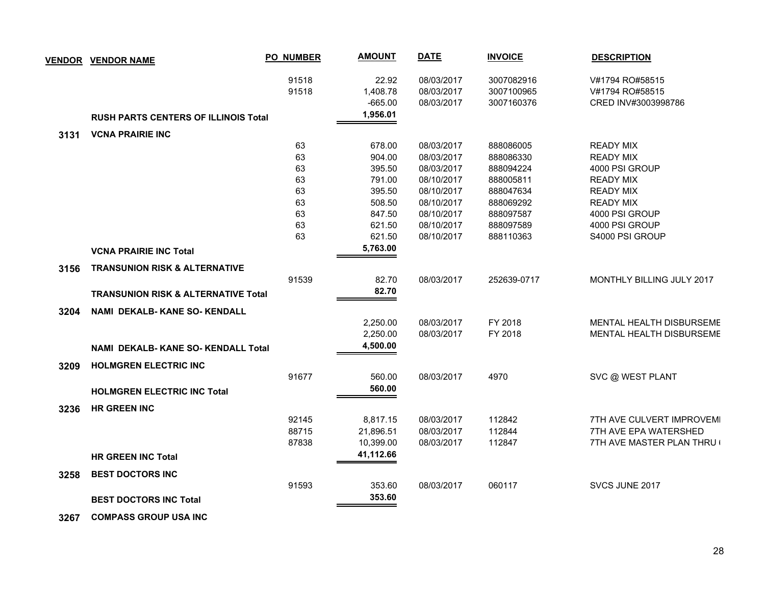| VENDOR | VENDOR NAME | PO NUMBER | AMOUNT | DATE | INVOICE | DESCRIPTION |
|---|---|---|---|---|---|---|
| | | 91518 | 22.92 | 08/03/2017 | 3007082916 | V#1794 RO#58515 |
| | | 91518 | 1,408.78 | 08/03/2017 | 3007100965 | V#1794 RO#58515 |
| | | | -665.00 | 08/03/2017 | 3007160376 | CRED INV#3003998786 |
| | **RUSH PARTS CENTERS OF ILLINOIS Total** | | **1,956.01** | | | |
| **3131** | **VCNA PRAIRIE INC** | | | | | |
| | | 63 | 678.00 | 08/03/2017 | 888086005 | READY MIX |
| | | 63 | 904.00 | 08/03/2017 | 888086330 | READY MIX |
| | | 63 | 395.50 | 08/03/2017 | 888094224 | 4000 PSI GROUP |
| | | 63 | 791.00 | 08/10/2017 | 888005811 | READY MIX |
| | | 63 | 395.50 | 08/10/2017 | 888047634 | READY MIX |
| | | 63 | 508.50 | 08/10/2017 | 888069292 | READY MIX |
| | | 63 | 847.50 | 08/10/2017 | 888097587 | 4000 PSI GROUP |
| | | 63 | 621.50 | 08/10/2017 | 888097589 | 4000 PSI GROUP |
| | | 63 | 621.50 | 08/10/2017 | 888110363 | S4000 PSI GROUP |
| | **VCNA PRAIRIE INC Total** | | **5,763.00** | | | |
| **3156** | **TRANSUNION RISK & ALTERNATIVE** | | | | | |
| | | 91539 | 82.70 | 08/03/2017 | 252639-0717 | MONTHLY BILLING JULY 2017 |
| | **TRANSUNION RISK & ALTERNATIVE Total** | | **82.70** | | | |
| **3204** | **NAMI DEKALB- KANE SO- KENDALL** | | | | | |
| | | | 2,250.00 | 08/03/2017 | FY 2018 | MENTAL HEALTH DISBURSEME |
| | | | 2,250.00 | 08/03/2017 | FY 2018 | MENTAL HEALTH DISBURSEME |
| | **NAMI DEKALB- KANE SO- KENDALL Total** | | **4,500.00** | | | |
| **3209** | **HOLMGREN ELECTRIC INC** | | | | | |
| | | 91677 | 560.00 | 08/03/2017 | 4970 | SVC @ WEST PLANT |
| | **HOLMGREN ELECTRIC INC Total** | | **560.00** | | | |
| **3236** | **HR GREEN INC** | | | | | |
| | | 92145 | 8,817.15 | 08/03/2017 | 112842 | 7TH AVE CULVERT IMPROVEMI |
| | | 88715 | 21,896.51 | 08/03/2017 | 112844 | 7TH AVE EPA WATERSHED |
| | | 87838 | 10,399.00 | 08/03/2017 | 112847 | 7TH AVE MASTER PLAN THRU ( |
| | **HR GREEN INC Total** | | **41,112.66** | | | |
| **3258** | **BEST DOCTORS INC** | | | | | |
| | | 91593 | 353.60 | 08/03/2017 | 060117 | SVCS JUNE 2017 |
| | **BEST DOCTORS INC Total** | | **353.60** | | | |
| **3267** | **COMPASS GROUP USA INC** | | | | | |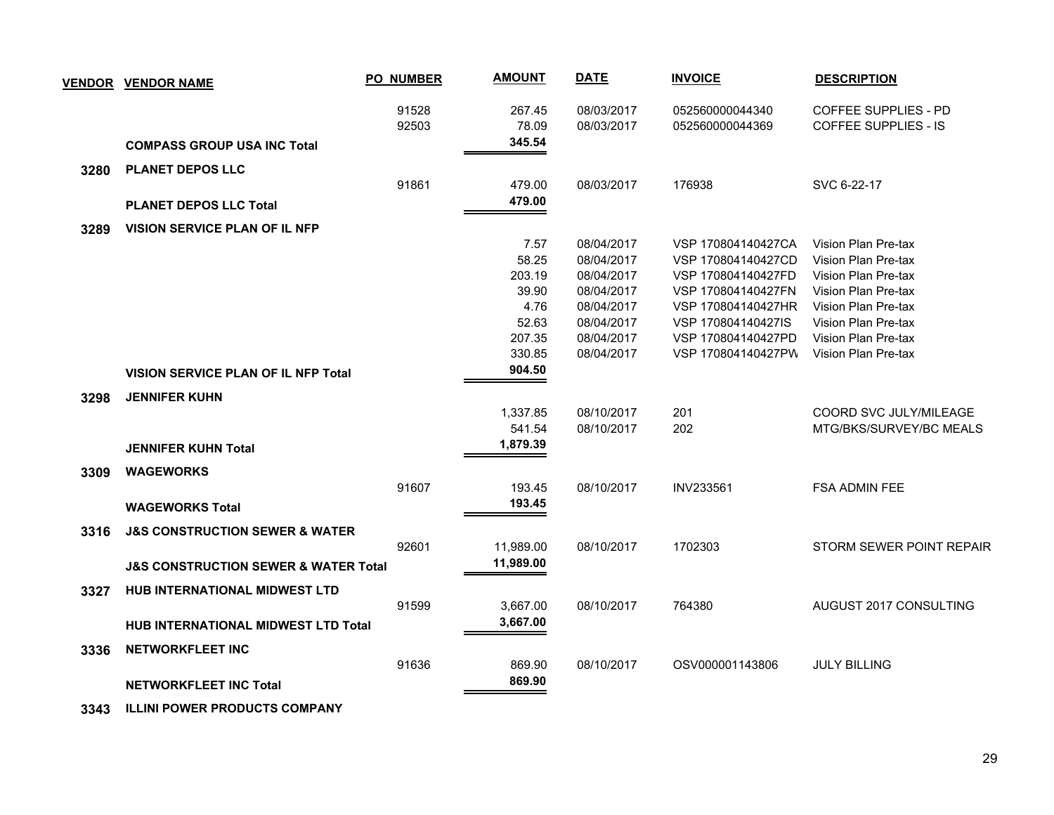| VENDOR | VENDOR NAME | PO NUMBER | AMOUNT | DATE | INVOICE | DESCRIPTION |
|---|---|---|---|---|---|---|
| | | 91528 | 267.45 | 08/03/2017 | 052560000044340 | COFFEE SUPPLIES - PD |
| | | 92503 | 78.09 | 08/03/2017 | 052560000044369 | COFFEE SUPPLIES - IS |
| | **COMPASS GROUP USA INC Total** | | **345.54** | | | |
| **3280** | **PLANET DEPOS LLC** | | | | | |
| | | 91861 | 479.00 | 08/03/2017 | 176938 | SVC 6-22-17 |
| | **PLANET DEPOS LLC Total** | | **479.00** | | | |
| **3289** | **VISION SERVICE PLAN OF IL NFP** | | | | | |
| | | | 7.57 | 08/04/2017 | VSP 170804140427CA | Vision Plan Pre-tax |
| | | | 58.25 | 08/04/2017 | VSP 170804140427CD | Vision Plan Pre-tax |
| | | | 203.19 | 08/04/2017 | VSP 170804140427FD | Vision Plan Pre-tax |
| | | | 39.90 | 08/04/2017 | VSP 170804140427FN | Vision Plan Pre-tax |
| | | | 4.76 | 08/04/2017 | VSP 170804140427HR | Vision Plan Pre-tax |
| | | | 52.63 | 08/04/2017 | VSP 170804140427IS | Vision Plan Pre-tax |
| | | | 207.35 | 08/04/2017 | VSP 170804140427PD | Vision Plan Pre-tax |
| | | | 330.85 | 08/04/2017 | VSP 170804140427PW | Vision Plan Pre-tax |
| | **VISION SERVICE PLAN OF IL NFP Total** | | **904.50** | | | |
| **3298** | **JENNIFER KUHN** | | | | | |
| | | | 1,337.85 | 08/10/2017 | 201 | COORD SVC JULY/MILEAGE |
| | | | 541.54 | 08/10/2017 | 202 | MTG/BKS/SURVEY/BC MEALS |
| | **JENNIFER KUHN Total** | | **1,879.39** | | | |
| **3309** | **WAGEWORKS** | | | | | |
| | | 91607 | 193.45 | 08/10/2017 | INV233561 | FSA ADMIN FEE |
| | **WAGEWORKS Total** | | **193.45** | | | |
| **3316** | **J&S CONSTRUCTION SEWER & WATER** | | | | | |
| | | 92601 | 11,989.00 | 08/10/2017 | 1702303 | STORM SEWER POINT REPAIR |
| | **J&S CONSTRUCTION SEWER & WATER Total** | | **11,989.00** | | | |
| **3327** | **HUB INTERNATIONAL MIDWEST LTD** | | | | | |
| | | 91599 | 3,667.00 | 08/10/2017 | 764380 | AUGUST 2017 CONSULTING |
| | **HUB INTERNATIONAL MIDWEST LTD Total** | | **3,667.00** | | | |
| **3336** | **NETWORKFLEET INC** | | | | | |
| | | 91636 | 869.90 | 08/10/2017 | OSV000001143806 | JULY BILLING |
| | **NETWORKFLEET INC Total** | | **869.90** | | | |
| **3343** | **ILLINI POWER PRODUCTS COMPANY** | | | | | |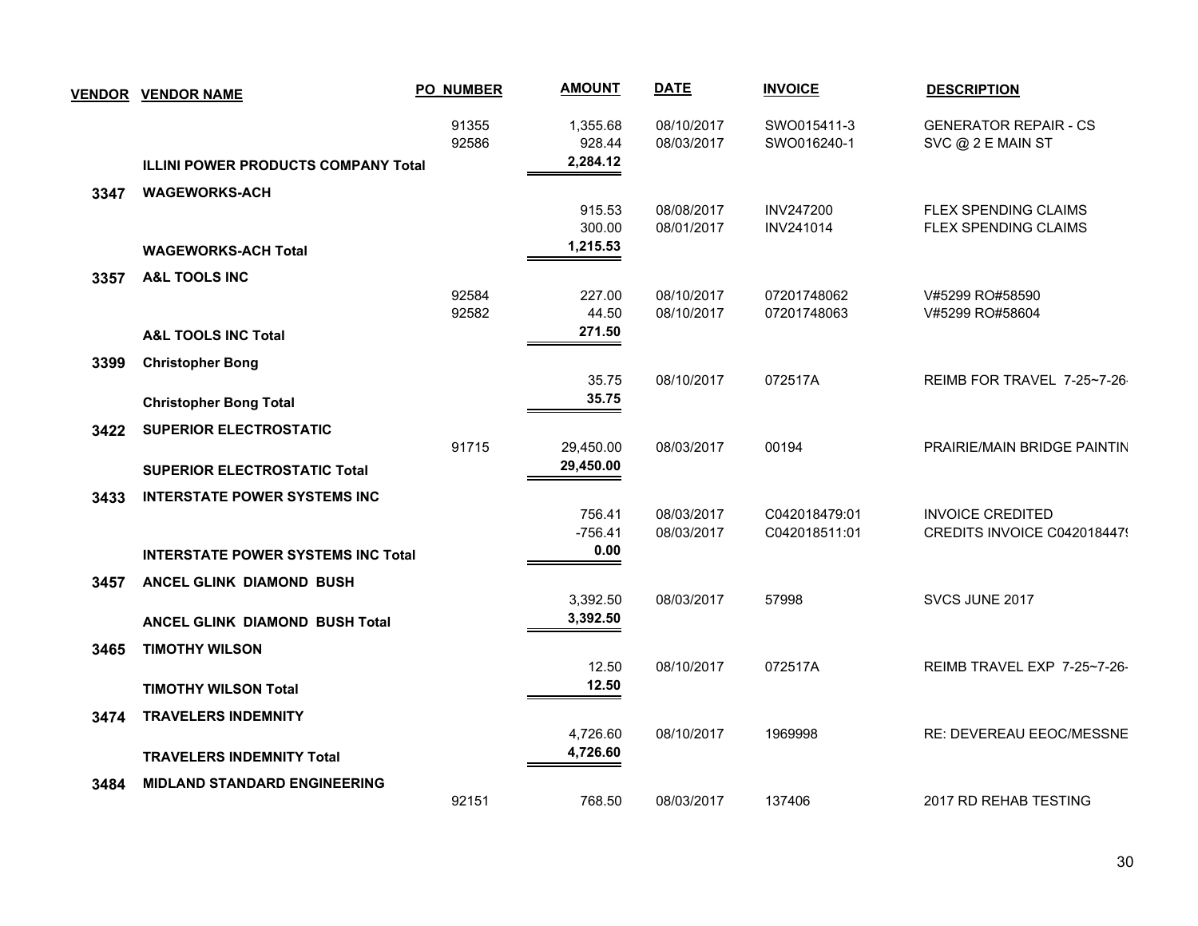| VENDOR | VENDOR NAME | PO NUMBER | AMOUNT | DATE | INVOICE | DESCRIPTION |
|---|---|---|---|---|---|---|
| | | 91355 | 1,355.68 | 08/10/2017 | SWO015411-3 | GENERATOR REPAIR - CS |
| | | 92586 | 928.44 | 08/03/2017 | SWO016240-1 | SVC @ 2 E MAIN ST |
| | **ILLINI POWER PRODUCTS COMPANY Total** | | **2,284.12** | | | |
| **3347** | **WAGEWORKS-ACH** | | | | | |
| | | | 915.53 | 08/08/2017 | INV247200 | FLEX SPENDING CLAIMS |
| | | | 300.00 | 08/01/2017 | INV241014 | FLEX SPENDING CLAIMS |
| | **WAGEWORKS-ACH Total** | | **1,215.53** | | | |
| **3357** | **A&L TOOLS INC** | | | | | |
| | | 92584 | 227.00 | 08/10/2017 | 07201748062 | V#5299 RO#58590 |
| | | 92582 | 44.50 | 08/10/2017 | 07201748063 | V#5299 RO#58604 |
| | **A&L TOOLS INC Total** | | **271.50** | | | |
| **3399** | **Christopher Bong** | | | | | |
| | | | 35.75 | 08/10/2017 | 072517A | REIMB FOR TRAVEL 7-25~7-26 |
| | **Christopher Bong Total** | | **35.75** | | | |
| **3422** | **SUPERIOR ELECTROSTATIC** | | | | | |
| | | 91715 | 29,450.00 | 08/03/2017 | 00194 | PRAIRIE/MAIN BRIDGE PAINTIN |
| | **SUPERIOR ELECTROSTATIC Total** | | **29,450.00** | | | |
| **3433** | **INTERSTATE POWER SYSTEMS INC** | | | | | |
| | | | 756.41 | 08/03/2017 | C042018479:01 | INVOICE CREDITED |
| | | | -756.41 | 08/03/2017 | C042018511:01 | CREDITS INVOICE C042018447 |
| | **INTERSTATE POWER SYSTEMS INC Total** | | **0.00** | | | |
| **3457** | **ANCEL GLINK DIAMOND BUSH** | | | | | |
| | | | 3,392.50 | 08/03/2017 | 57998 | SVCS JUNE 2017 |
| | **ANCEL GLINK DIAMOND BUSH Total** | | **3,392.50** | | | |
| **3465** | **TIMOTHY WILSON** | | | | | |
| | | | 12.50 | 08/10/2017 | 072517A | REIMB TRAVEL EXP 7-25~7-26 |
| | **TIMOTHY WILSON Total** | | **12.50** | | | |
| **3474** | **TRAVELERS INDEMNITY** | | | | | |
| | | | 4,726.60 | 08/10/2017 | 1969998 | RE: DEVEREAU EEOC/MESSNE |
| | **TRAVELERS INDEMNITY Total** | | **4,726.60** | | | |
| **3484** | **MIDLAND STANDARD ENGINEERING** | | | | | |
| | | 92151 | 768.50 | 08/03/2017 | 137406 | 2017 RD REHAB TESTING |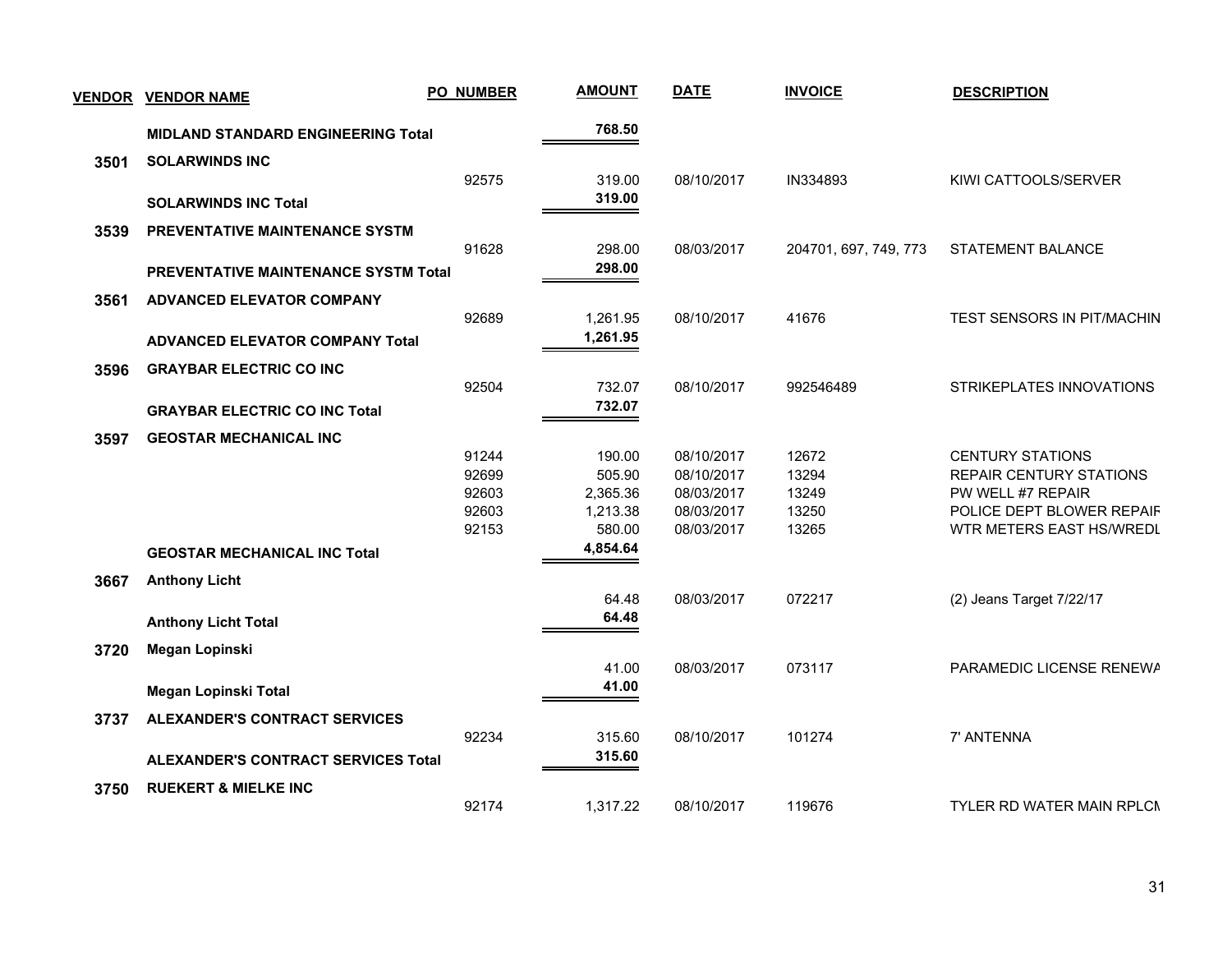| VENDOR | VENDOR NAME | PO NUMBER | AMOUNT | DATE | INVOICE | DESCRIPTION |
|---|---|---|---|---|---|---|
| | **MIDLAND STANDARD ENGINEERING Total** | | **768.50** | | | |
| **3501** | **SOLARWINDS INC** | | | | | |
| | | 92575 | 319.00 | 08/10/2017 | IN334893 | KIWI CATTOOLS/SERVER |
| | **SOLARWINDS INC Total** | | **319.00** | | | |
| **3539** | **PREVENTATIVE MAINTENANCE SYSTM** | | | | | |
| | | 91628 | 298.00 | 08/03/2017 | 204701, 697, 749, 773 | STATEMENT BALANCE |
| | **PREVENTATIVE MAINTENANCE SYSTM Total** | | **298.00** | | | |
| **3561** | **ADVANCED ELEVATOR COMPANY** | | | | | |
| | | 92689 | 1,261.95 | 08/10/2017 | 41676 | TEST SENSORS IN PIT/MACHIN |
| | **ADVANCED ELEVATOR COMPANY Total** | | **1,261.95** | | | |
| **3596** | **GRAYBAR ELECTRIC CO INC** | | | | | |
| | | 92504 | 732.07 | 08/10/2017 | 992546489 | STRIKEPLATES INNOVATIONS |
| | **GRAYBAR ELECTRIC CO INC Total** | | **732.07** | | | |
| **3597** | **GEOSTAR MECHANICAL INC** | | | | | |
| | | 91244 | 190.00 | 08/10/2017 | 12672 | CENTURY STATIONS |
| | | 92699 | 505.90 | 08/10/2017 | 13294 | REPAIR CENTURY STATIONS |
| | | 92603 | 2,365.36 | 08/03/2017 | 13249 | PW WELL #7 REPAIR |
| | | 92603 | 1,213.38 | 08/03/2017 | 13250 | POLICE DEPT BLOWER REPAIF |
| | | 92153 | 580.00 | 08/03/2017 | 13265 | WTR METERS EAST HS/WREDL |
| | **GEOSTAR MECHANICAL INC Total** | | **4,854.64** | | | |
| **3667** | **Anthony Licht** | | | | | |
| | | | 64.48 | 08/03/2017 | 072217 | (2) Jeans Target 7/22/17 |
| | **Anthony Licht Total** | | **64.48** | | | |
| **3720** | **Megan Lopinski** | | | | | |
| | | | 41.00 | 08/03/2017 | 073117 | PARAMEDIC LICENSE RENEWA |
| | **Megan Lopinski Total** | | **41.00** | | | |
| **3737** | **ALEXANDER'S CONTRACT SERVICES** | | | | | |
| | | 92234 | 315.60 | 08/10/2017 | 101274 | 7' ANTENNA |
| | **ALEXANDER'S CONTRACT SERVICES Total** | | **315.60** | | | |
| **3750** | **RUEKERT & MIELKE INC** | | | | | |
| | | 92174 | 1,317.22 | 08/10/2017 | 119676 | TYLER RD WATER MAIN RPLCN |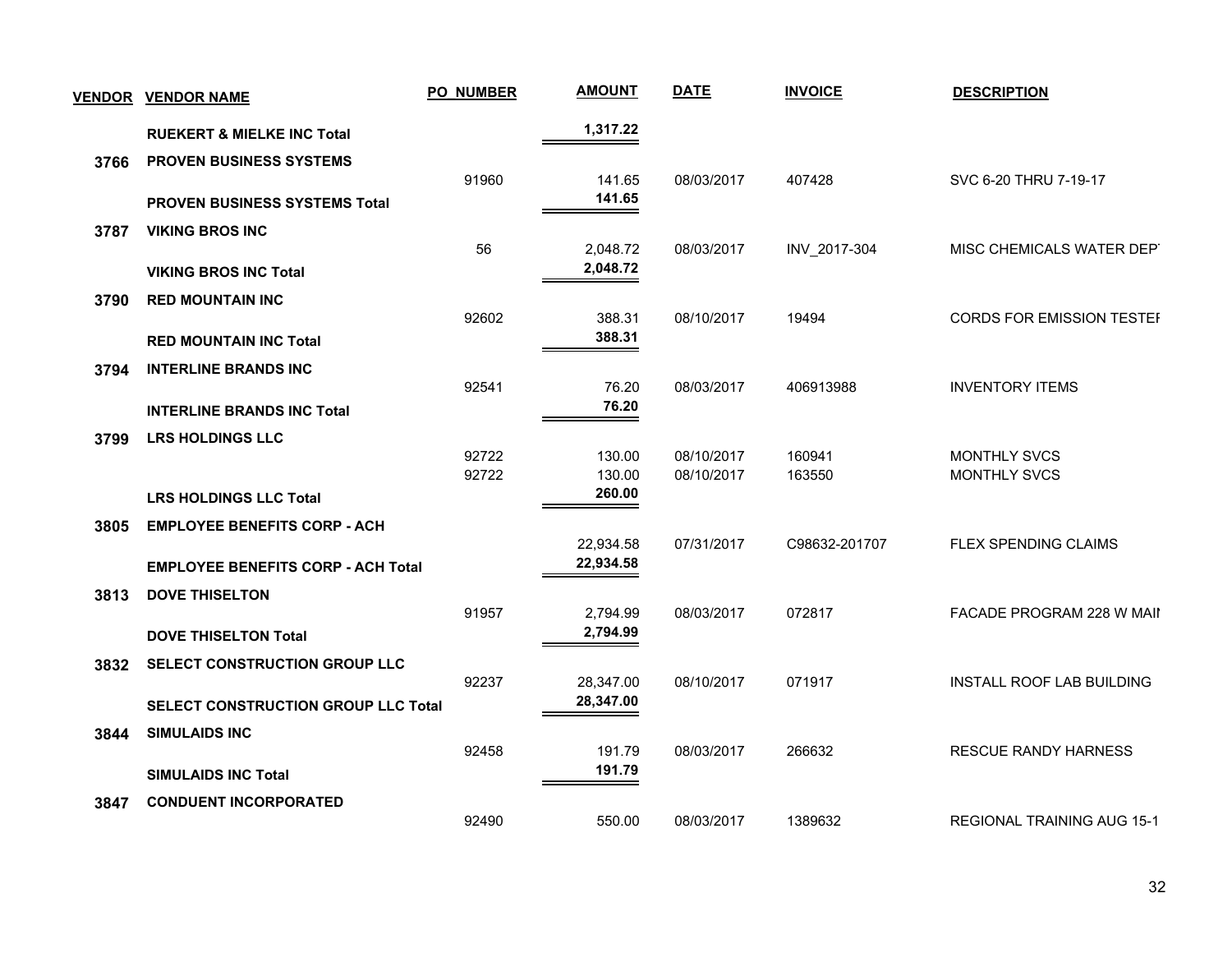| VENDOR | VENDOR NAME | PO NUMBER | AMOUNT | DATE | INVOICE | DESCRIPTION |
|---|---|---|---|---|---|---|
| | **RUEKERT & MIELKE INC Total** | | **1,317.22** | | | |
| **3766** | **PROVEN BUSINESS SYSTEMS** | | | | | |
| | | 91960 | 141.65 | 08/03/2017 | 407428 | SVC 6-20 THRU 7-19-17 |
| | **PROVEN BUSINESS SYSTEMS Total** | | **141.65** | | | |
| **3787** | **VIKING BROS INC** | | | | | |
| | | 56 | 2,048.72 | 08/03/2017 | INV_2017-304 | MISC CHEMICALS WATER DEPT |
| | **VIKING BROS INC Total** | | **2,048.72** | | | |
| **3790** | **RED MOUNTAIN INC** | | | | | |
| | | 92602 | 388.31 | 08/10/2017 | 19494 | CORDS FOR EMISSION TESTER |
| | **RED MOUNTAIN INC Total** | | **388.31** | | | |
| **3794** | **INTERLINE BRANDS INC** | | | | | |
| | | 92541 | 76.20 | 08/03/2017 | 406913988 | INVENTORY ITEMS |
| | **INTERLINE BRANDS INC Total** | | **76.20** | | | |
| **3799** | **LRS HOLDINGS LLC** | | | | | |
| | | 92722 | 130.00 | 08/10/2017 | 160941 | MONTHLY SVCS |
| | | 92722 | 130.00 | 08/10/2017 | 163550 | MONTHLY SVCS |
| | **LRS HOLDINGS LLC Total** | | **260.00** | | | |
| **3805** | **EMPLOYEE BENEFITS CORP - ACH** | | | | | |
| | | | 22,934.58 | 07/31/2017 | C98632-201707 | FLEX SPENDING CLAIMS |
| | **EMPLOYEE BENEFITS CORP - ACH Total** | | **22,934.58** | | | |
| **3813** | **DOVE THISELTON** | | | | | |
| | | 91957 | 2,794.99 | 08/03/2017 | 072817 | FACADE PROGRAM 228 W MAIN |
| | **DOVE THISELTON Total** | | **2,794.99** | | | |
| **3832** | **SELECT CONSTRUCTION GROUP LLC** | | | | | |
| | | 92237 | 28,347.00 | 08/10/2017 | 071917 | INSTALL ROOF LAB BUILDING |
| | **SELECT CONSTRUCTION GROUP LLC Total** | | **28,347.00** | | | |
| **3844** | **SIMULAIDS INC** | | | | | |
| | | 92458 | 191.79 | 08/03/2017 | 266632 | RESCUE RANDY HARNESS |
| | **SIMULAIDS INC Total** | | **191.79** | | | |
| **3847** | **CONDUENT INCORPORATED** | | | | | |
| | | 92490 | 550.00 | 08/03/2017 | 1389632 | REGIONAL TRAINING AUG 15-1 |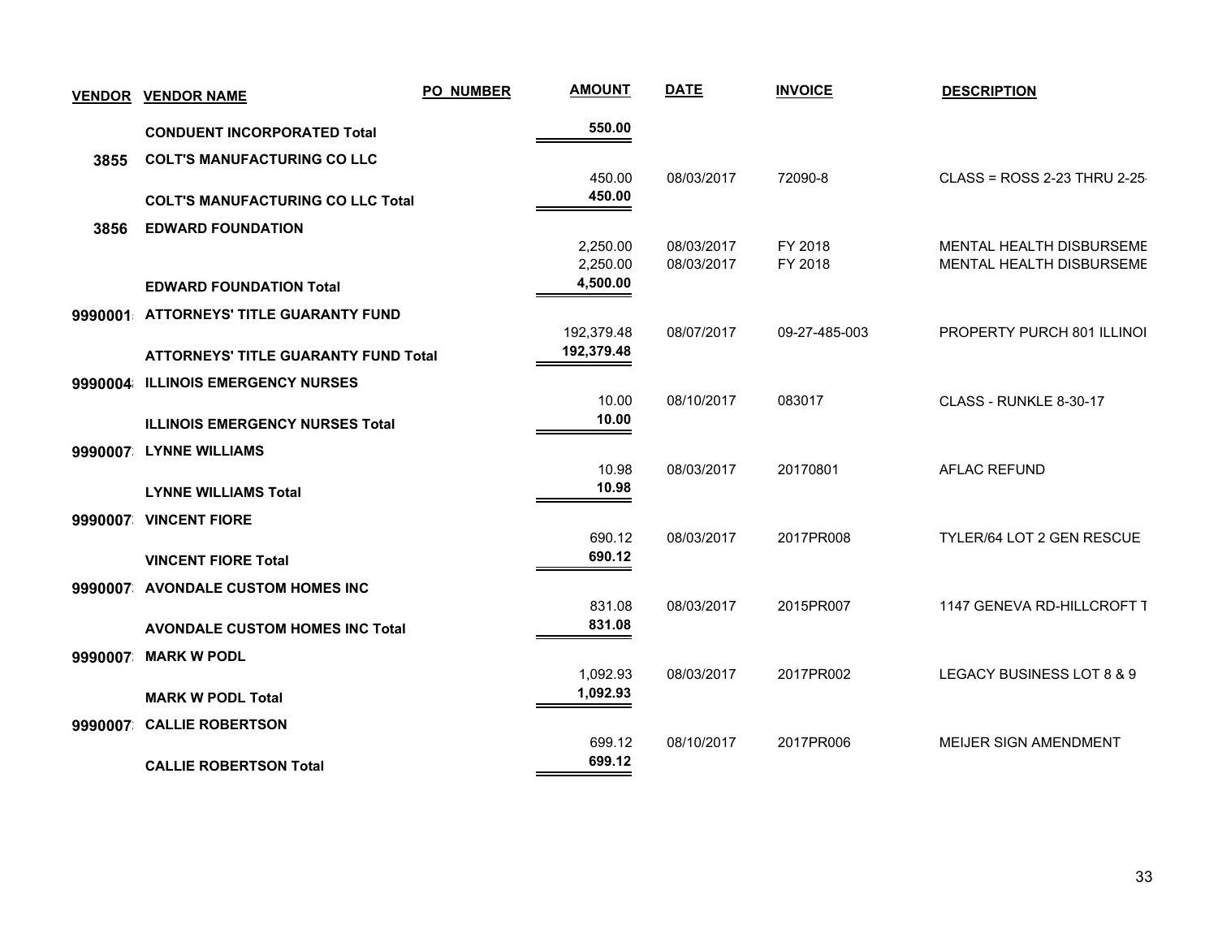| VENDOR | VENDOR NAME | PO_NUMBER | AMOUNT | DATE | INVOICE | DESCRIPTION |
|---|---|---|---|---|---|---|
| | **CONDUENT INCORPORATED Total** | | **550.00** | | | |
| **3855** | **COLT'S MANUFACTURING CO LLC** | | | | | |
| | | | 450.00 | 08/03/2017 | 72090-8 | CLASS = ROSS 2-23 THRU 2-25 |
| | **COLT'S MANUFACTURING CO LLC Total** | | **450.00** | | | |
| **3856** | **EDWARD FOUNDATION** | | | | | |
| | | | 2,250.00 | 08/03/2017 | FY 2018 | MENTAL HEALTH DISBURSEME |
| | | | 2,250.00 | 08/03/2017 | FY 2018 | MENTAL HEALTH DISBURSEME |
| | **EDWARD FOUNDATION Total** | | **4,500.00** | | | |
| **9990001** | **ATTORNEYS' TITLE GUARANTY FUND** | | | | | |
| | | | 192,379.48 | 08/07/2017 | 09-27-485-003 | PROPERTY PURCH 801 ILLINOI |
| | **ATTORNEYS' TITLE GUARANTY FUND Total** | | **192,379.48** | | | |
| **9990004** | **ILLINOIS EMERGENCY NURSES** | | | | | |
| | | | 10.00 | 08/10/2017 | 083017 | CLASS - RUNKLE 8-30-17 |
| | **ILLINOIS EMERGENCY NURSES Total** | | **10.00** | | | |
| **9990007** | **LYNNE WILLIAMS** | | | | | |
| | | | 10.98 | 08/03/2017 | 20170801 | AFLAC REFUND |
| | **LYNNE WILLIAMS Total** | | **10.98** | | | |
| **9990007** | **VINCENT FIORE** | | | | | |
| | | | 690.12 | 08/03/2017 | 2017PR008 | TYLER/64 LOT 2 GEN RESCUE |
| | **VINCENT FIORE Total** | | **690.12** | | | |
| **9990007** | **AVONDALE CUSTOM HOMES INC** | | | | | |
| | | | 831.08 | 08/03/2017 | 2015PR007 | 1147 GENEVA RD-HILLCROFT T |
| | **AVONDALE CUSTOM HOMES INC Total** | | **831.08** | | | |
| **9990007** | **MARK W PODL** | | | | | |
| | | | 1,092.93 | 08/03/2017 | 2017PR002 | LEGACY BUSINESS LOT 8 & 9 |
| | **MARK W PODL Total** | | **1,092.93** | | | |
| **9990007** | **CALLIE ROBERTSON** | | | | | |
| | | | 699.12 | 08/10/2017 | 2017PR006 | MEIJER SIGN AMENDMENT |
| | **CALLIE ROBERTSON Total** | | **699.12** | | | |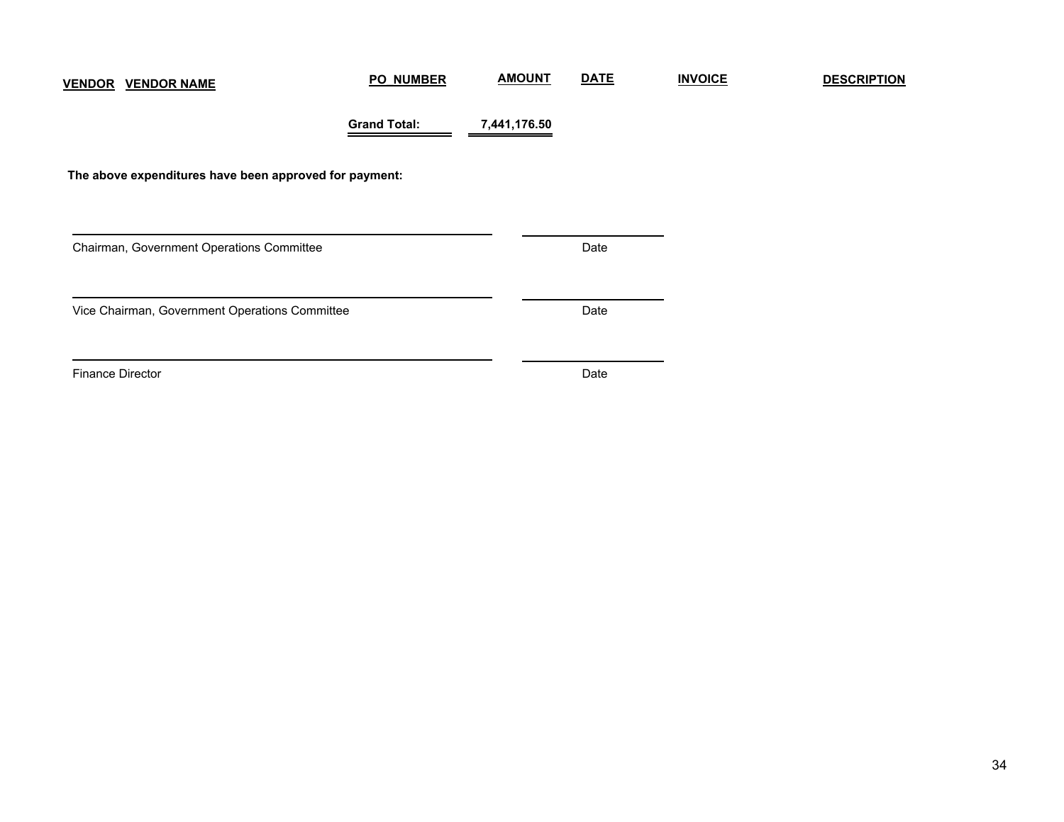| VENDOR | VENDOR NAME | PO NUMBER | AMOUNT | DATE | INVOICE | DESCRIPTION |
|---|---|---|---|---|---|---|
| | | **Grand Total:** | **7,441,176.50** | | | |

**The above expenditures have been approved for payment:**

Chairman, Government Operations Committee &nbsp;&nbsp;&nbsp;&nbsp; Date

Vice Chairman, Government Operations Committee &nbsp;&nbsp;&nbsp;&nbsp; Date

Finance Director &nbsp;&nbsp;&nbsp;&nbsp; Date